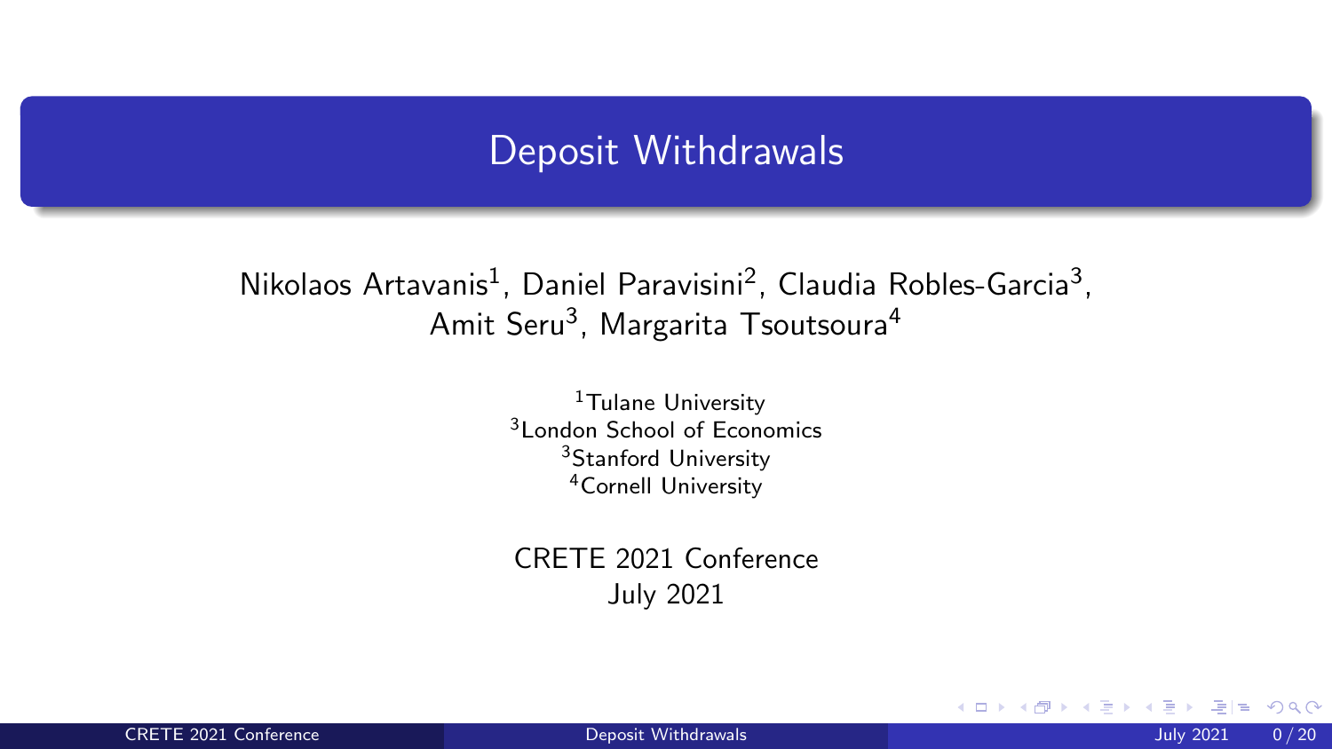# Deposit Withdrawals

Nikolaos Artavanis[1], Daniel Paravisini[2], Claudia Robles-Garcia[3], Amit Seru[3], Margarita Tsoutsoura[4]

[1]Tulane University
[3]London School of Economics
[3]Stanford University
[4]Cornell University

CRETE 2021 Conference
July 2021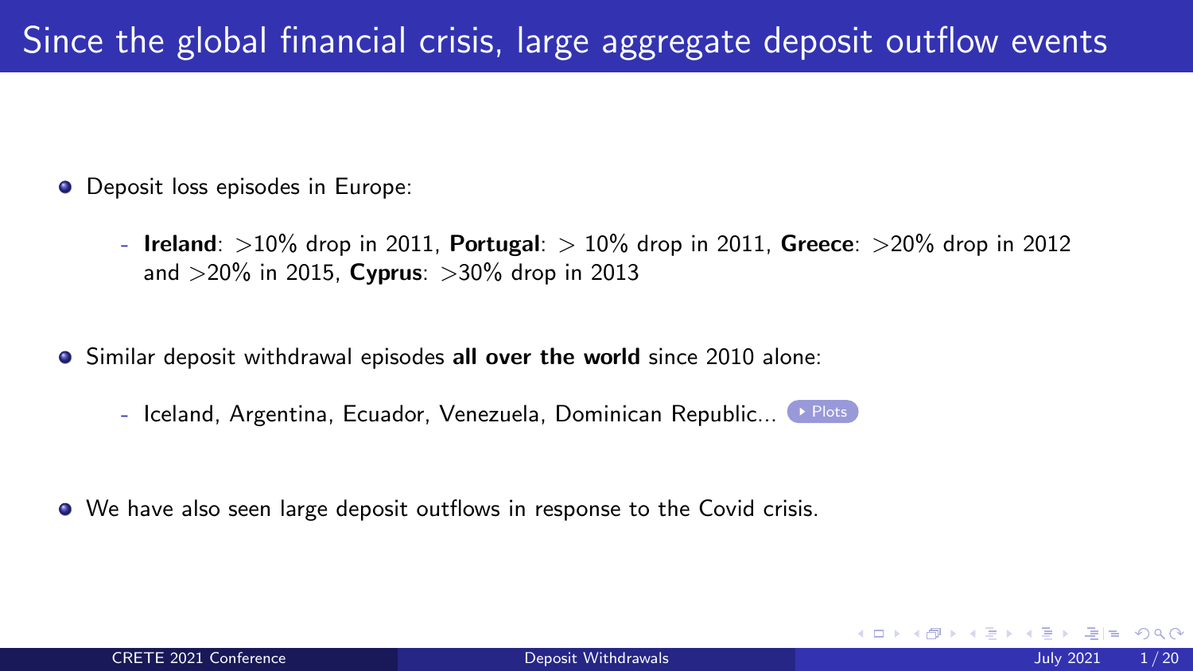# Since the global financial crisis, large aggregate deposit outflow events

- Deposit loss episodes in Europe:
  - **Ireland**: >10% drop in 2011, **Portugal**: > 10% drop in 2011, **Greece**: >20% drop in 2012 and >20% in 2015, **Cyprus**: >30% drop in 2013
- Similar deposit withdrawal episodes **all over the world** since 2010 alone:
  - Iceland, Argentina, Ecuador, Venezuela, Dominican Republic... Plots
- We have also seen large deposit outflows in response to the Covid crisis.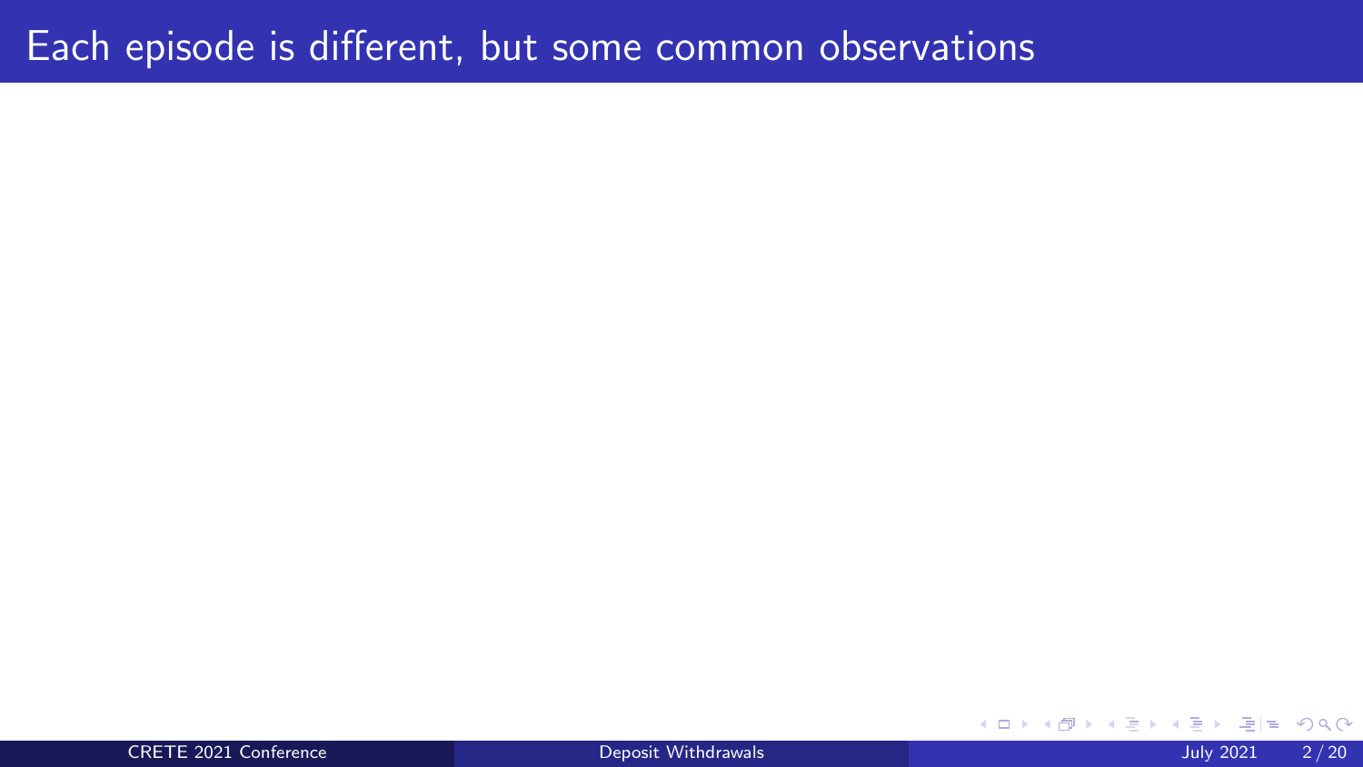# Each episode is different, but some common observations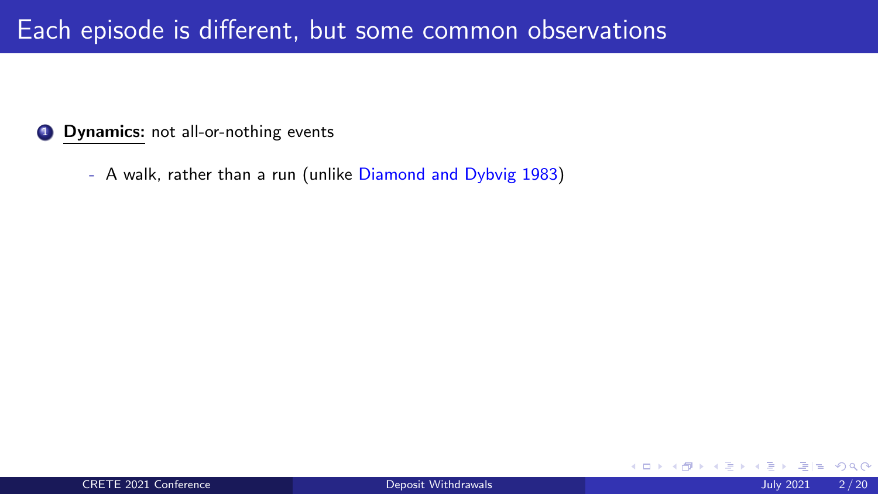# Each episode is different, but some common observations

1. **Dynamics:** not all-or-nothing events

   - A walk, rather than a run (unlike Diamond and Dybvig 1983)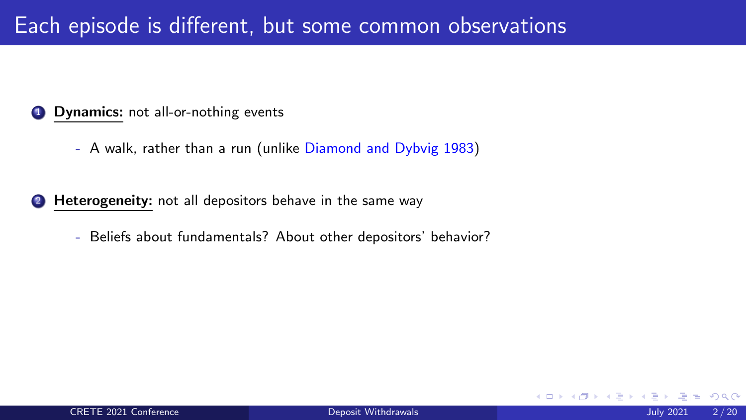# Each episode is different, but some common observations

1. **Dynamics:** not all-or-nothing events
   - A walk, rather than a run (unlike Diamond and Dybvig 1983)

2. **Heterogeneity:** not all depositors behave in the same way
   - Beliefs about fundamentals? About other depositors' behavior?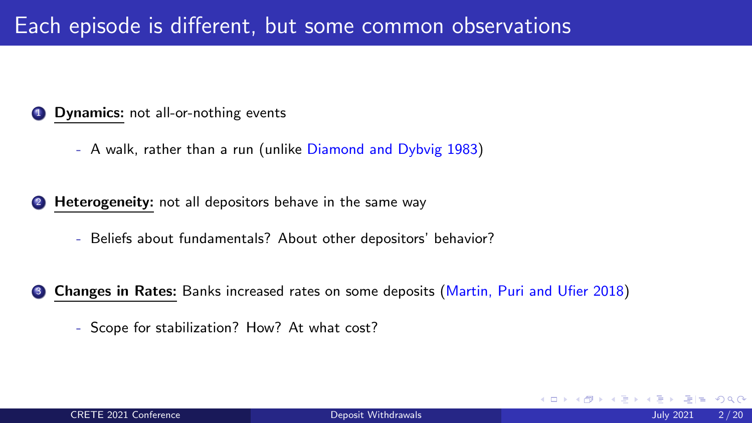# Each episode is different, but some common observations

1. **Dynamics:** not all-or-nothing events
   - A walk, rather than a run (unlike Diamond and Dybvig 1983)

2. **Heterogeneity:** not all depositors behave in the same way
   - Beliefs about fundamentals? About other depositors' behavior?

3. **Changes in Rates:** Banks increased rates on some deposits (Martin, Puri and Ufier 2018)
   - Scope for stabilization? How? At what cost?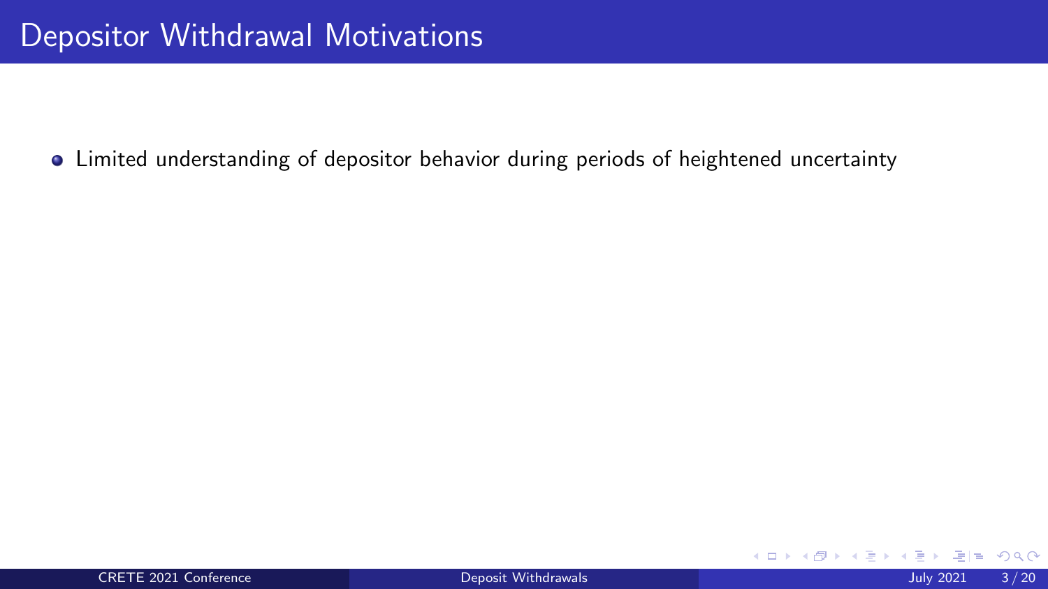# Depositor Withdrawal Motivations

- Limited understanding of depositor behavior during periods of heightened uncertainty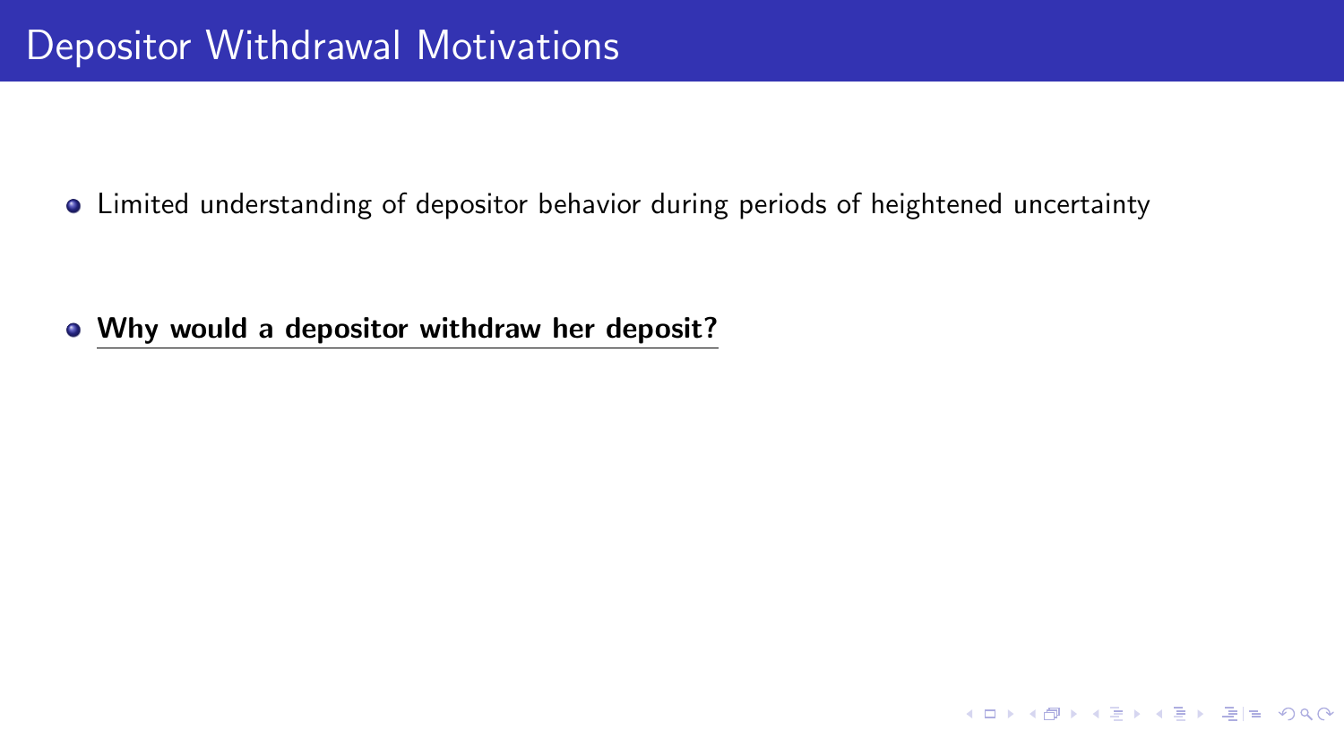# Depositor Withdrawal Motivations

- Limited understanding of depositor behavior during periods of heightened uncertainty
- **Why would a depositor withdraw her deposit?**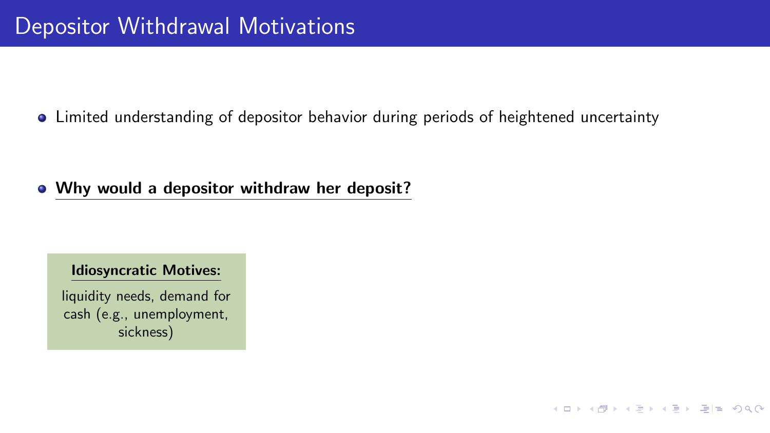# Depositor Withdrawal Motivations

- Limited understanding of depositor behavior during periods of heightened uncertainty

- **Why would a depositor withdraw her deposit?**

**Idiosyncratic Motives:**

liquidity needs, demand for cash (e.g., unemployment, sickness)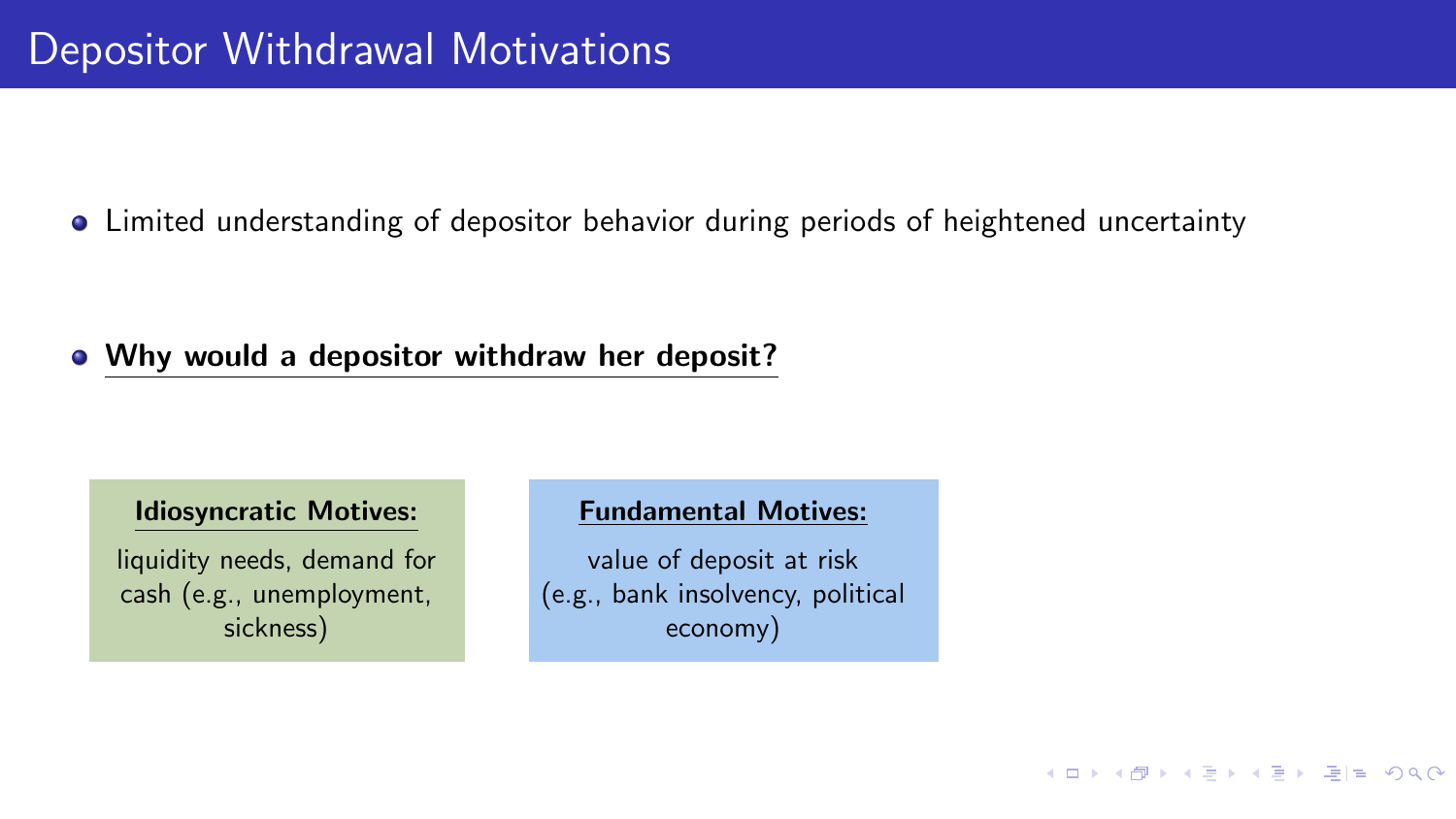# Depositor Withdrawal Motivations

- Limited understanding of depositor behavior during periods of heightened uncertainty
- **Why would a depositor withdraw her deposit?**

**Idiosyncratic Motives:**

liquidity needs, demand for cash (e.g., unemployment, sickness)

**Fundamental Motives:**

value of deposit at risk (e.g., bank insolvency, political economy)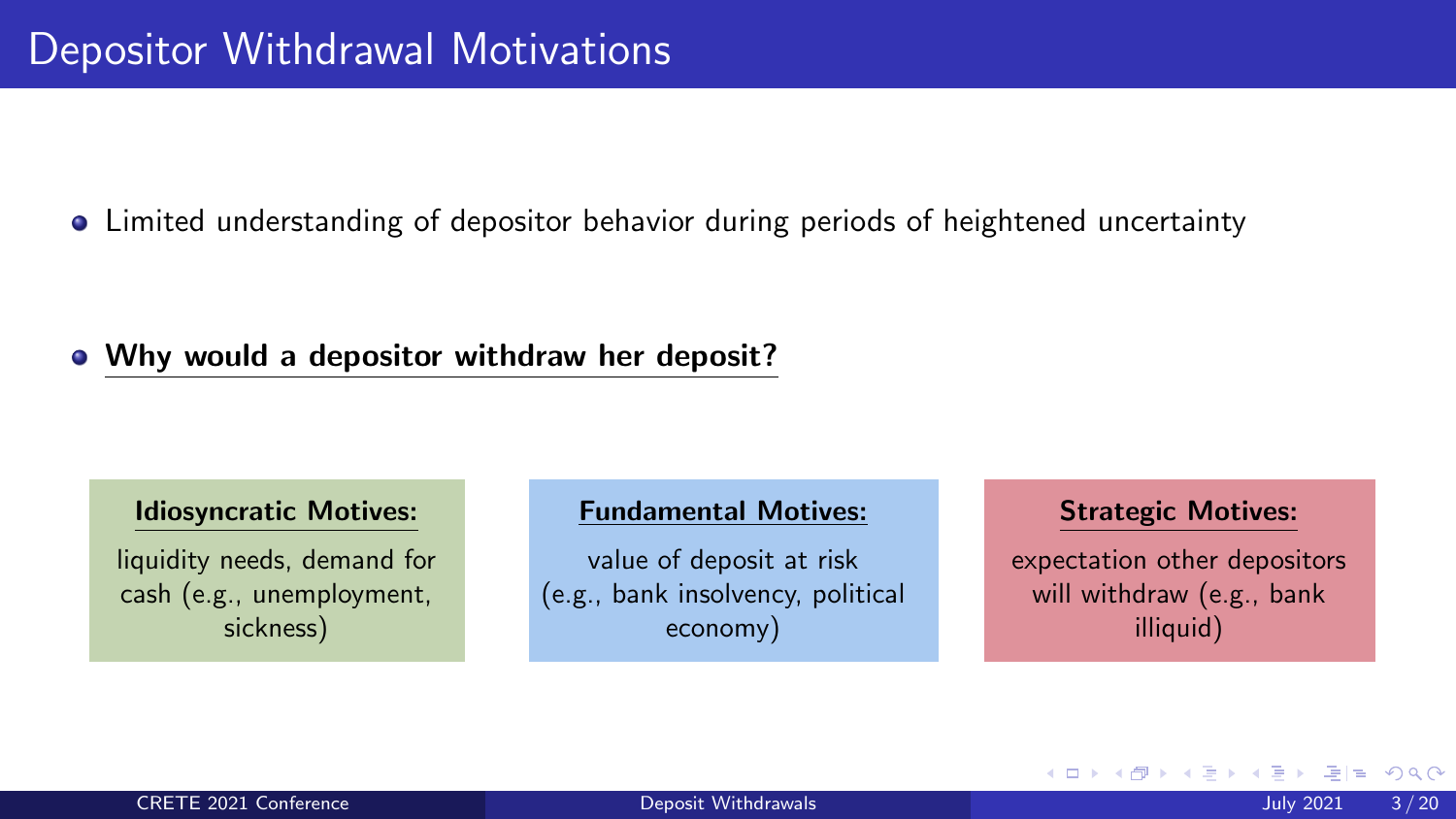# Depositor Withdrawal Motivations

- Limited understanding of depositor behavior during periods of heightened uncertainty

- **Why would a depositor withdraw her deposit?**

**Idiosyncratic Motives:**

liquidity needs, demand for cash (e.g., unemployment, sickness)

**Fundamental Motives:**

value of deposit at risk (e.g., bank insolvency, political economy)

**Strategic Motives:**

expectation other depositors will withdraw (e.g., bank illiquid)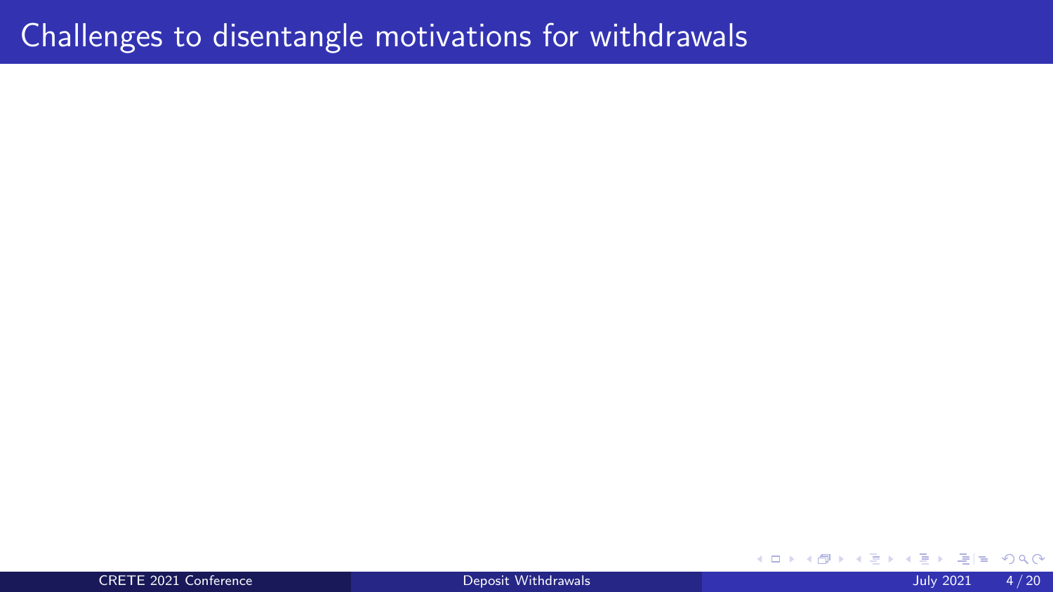# Challenges to disentangle motivations for withdrawals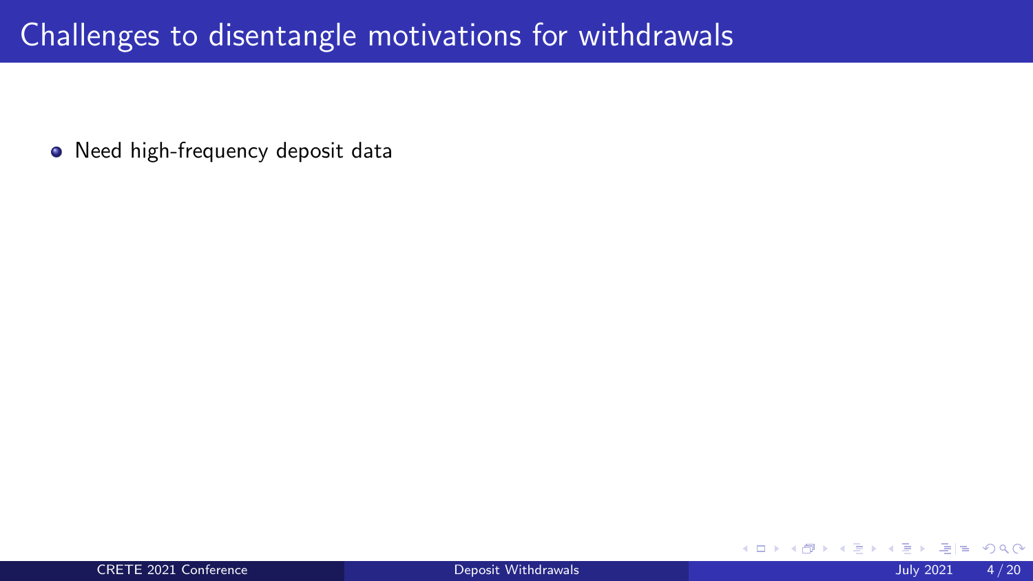# Challenges to disentangle motivations for withdrawals

- Need high-frequency deposit data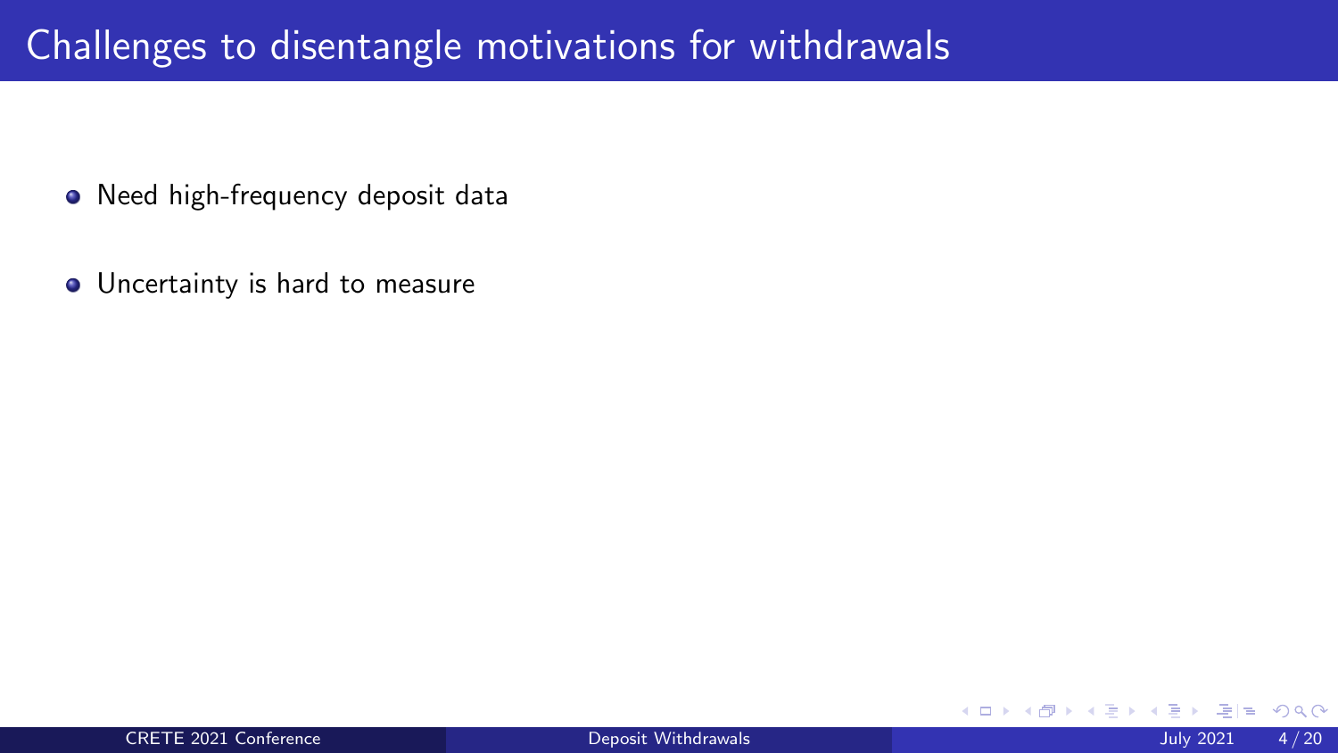# Challenges to disentangle motivations for withdrawals

- Need high-frequency deposit data
- Uncertainty is hard to measure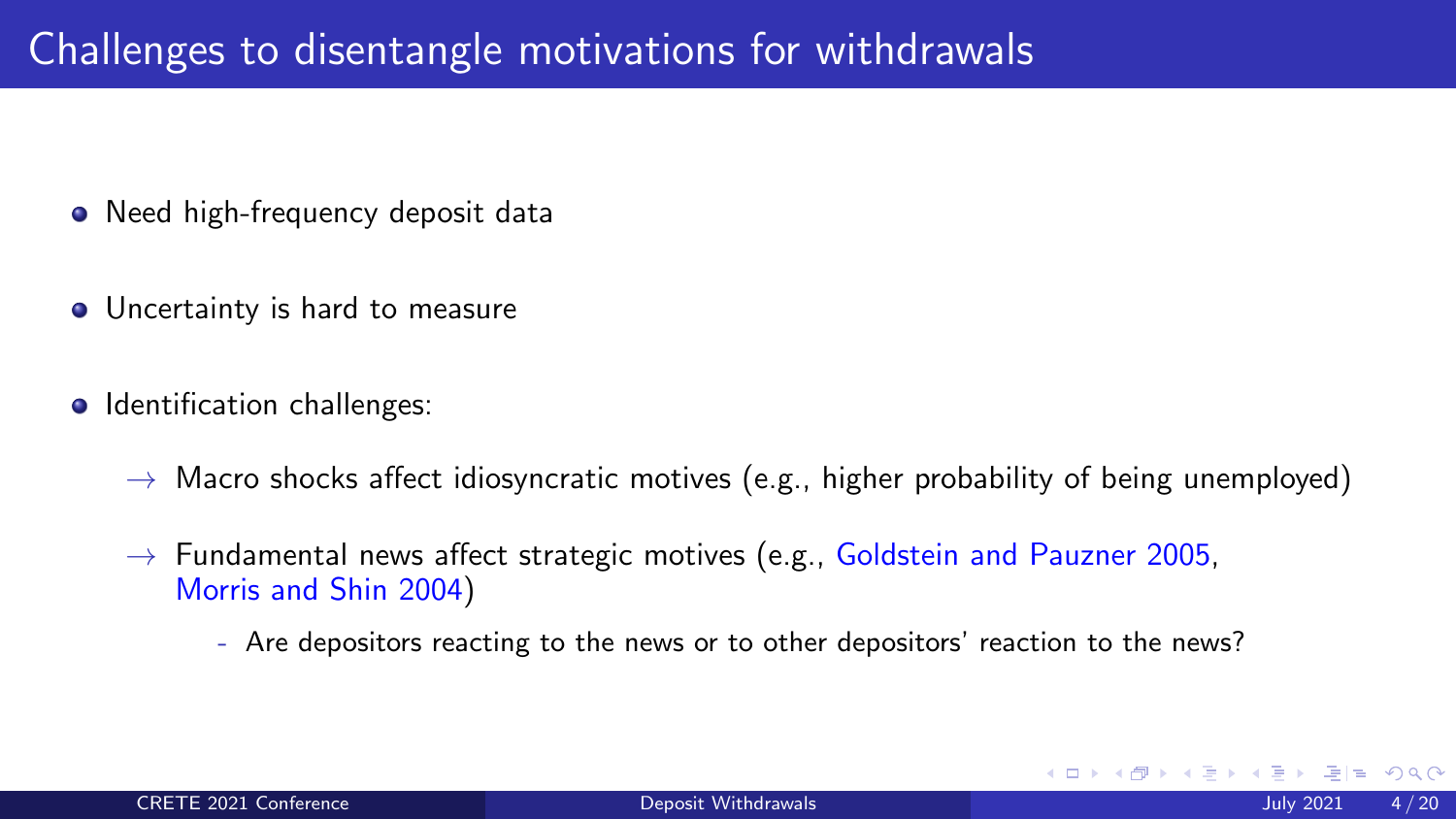# Challenges to disentangle motivations for withdrawals

- Need high-frequency deposit data
- Uncertainty is hard to measure
- Identification challenges:
  - → Macro shocks affect idiosyncratic motives (e.g., higher probability of being unemployed)
  - → Fundamental news affect strategic motives (e.g., Goldstein and Pauzner 2005, Morris and Shin 2004)
    - Are depositors reacting to the news or to other depositors' reaction to the news?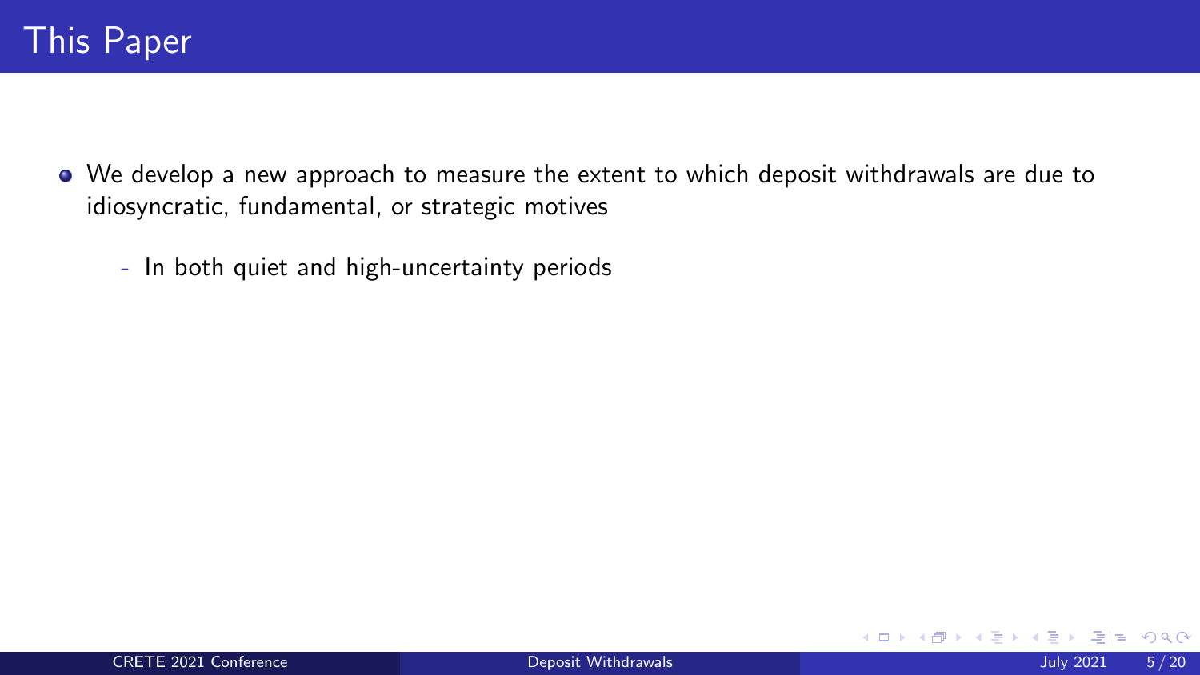# This Paper

- We develop a new approach to measure the extent to which deposit withdrawals are due to idiosyncratic, fundamental, or strategic motives
  - In both quiet and high-uncertainty periods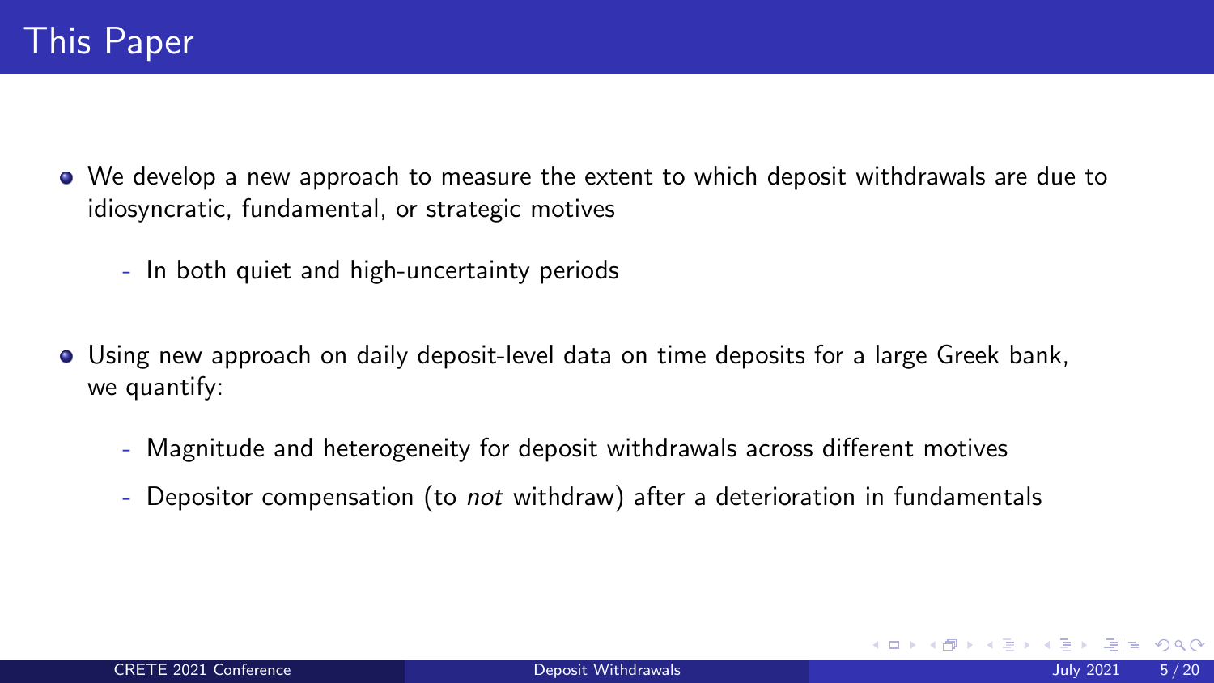# This Paper

- We develop a new approach to measure the extent to which deposit withdrawals are due to idiosyncratic, fundamental, or strategic motives
  - In both quiet and high-uncertainty periods
- Using new approach on daily deposit-level data on time deposits for a large Greek bank, we quantify:
  - Magnitude and heterogeneity for deposit withdrawals across different motives
  - Depositor compensation (to *not* withdraw) after a deterioration in fundamentals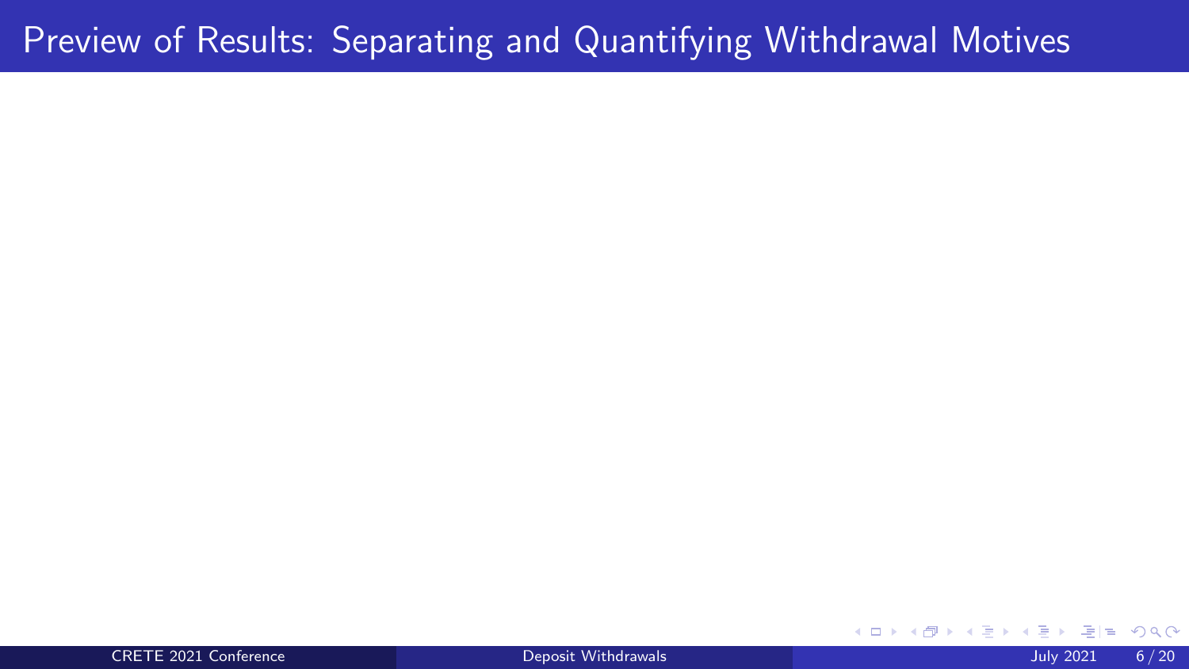# Preview of Results: Separating and Quantifying Withdrawal Motives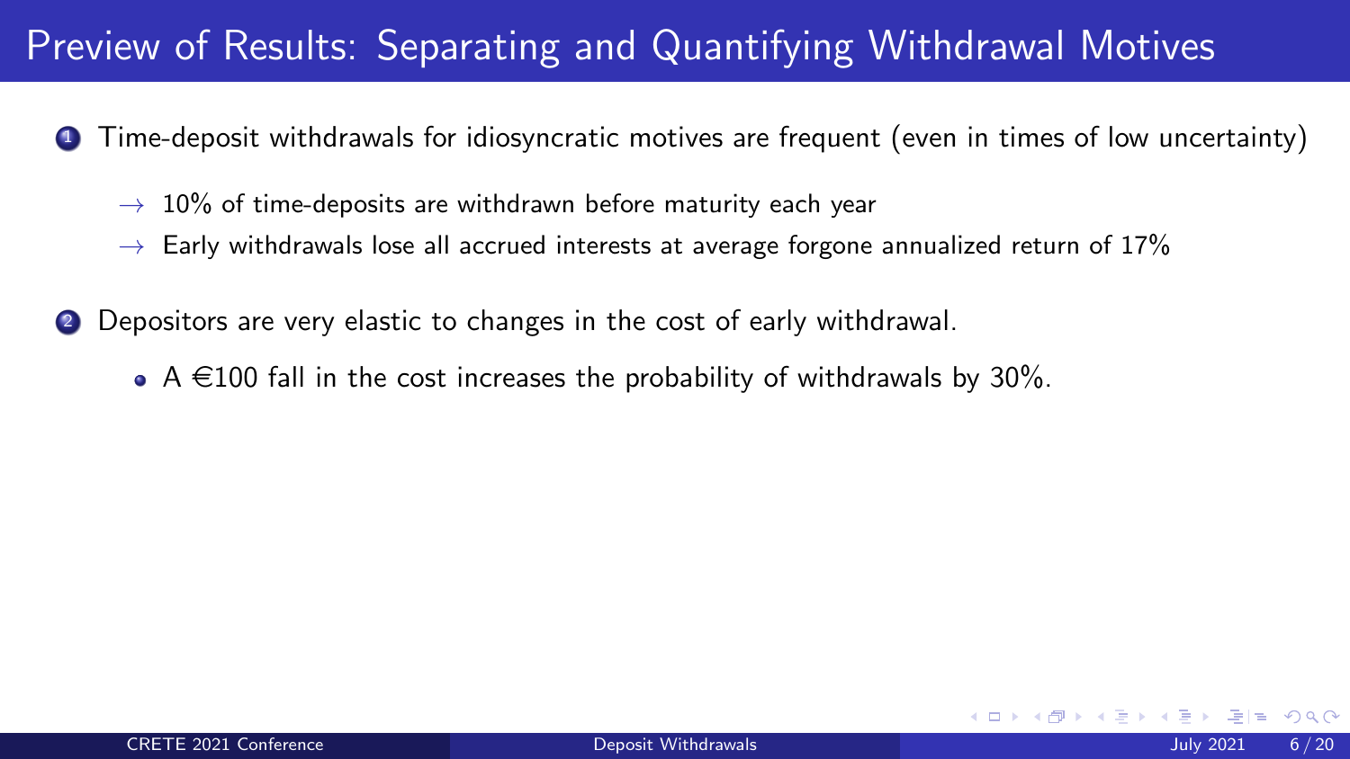# Preview of Results: Separating and Quantifying Withdrawal Motives

1. Time-deposit withdrawals for idiosyncratic motives are frequent (even in times of low uncertainty)
   - → 10% of time-deposits are withdrawn before maturity each year
   - → Early withdrawals lose all accrued interests at average forgone annualized return of 17%

2. Depositors are very elastic to changes in the cost of early withdrawal.
   - A €100 fall in the cost increases the probability of withdrawals by 30%.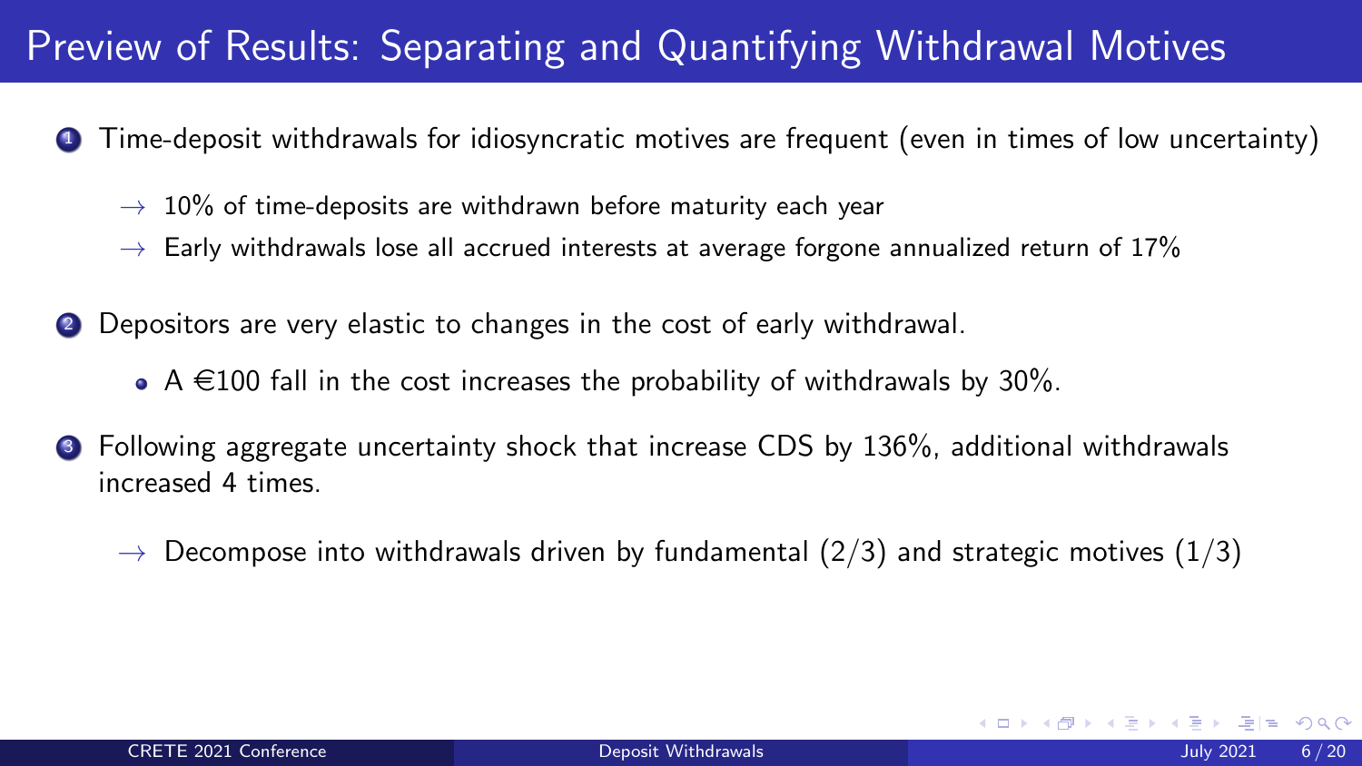# Preview of Results: Separating and Quantifying Withdrawal Motives

1. Time-deposit withdrawals for idiosyncratic motives are frequent (even in times of low uncertainty)
   - → 10% of time-deposits are withdrawn before maturity each year
   - → Early withdrawals lose all accrued interests at average forgone annualized return of 17%

2. Depositors are very elastic to changes in the cost of early withdrawal.
   - A €100 fall in the cost increases the probability of withdrawals by 30%.

3. Following aggregate uncertainty shock that increase CDS by 136%, additional withdrawals increased 4 times.
   - → Decompose into withdrawals driven by fundamental (2/3) and strategic motives (1/3)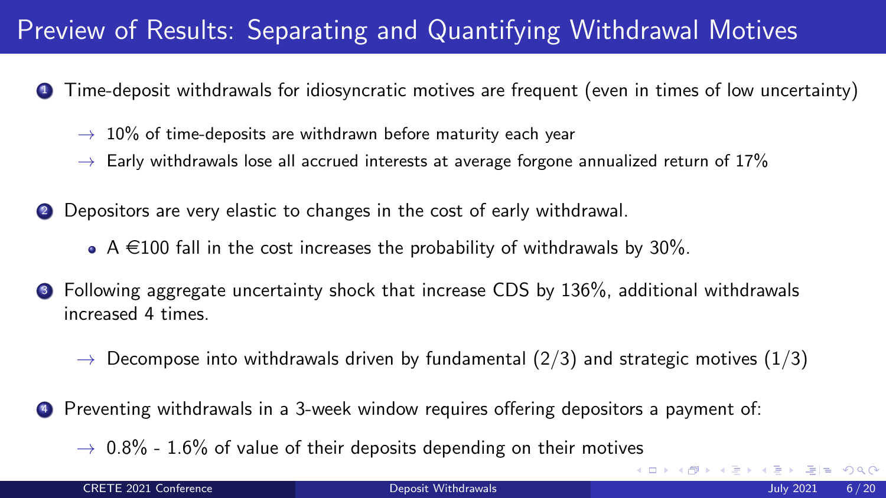# Preview of Results: Separating and Quantifying Withdrawal Motives

1. Time-deposit withdrawals for idiosyncratic motives are frequent (even in times of low uncertainty)

   → 10% of time-deposits are withdrawn before maturity each year

   → Early withdrawals lose all accrued interests at average forgone annualized return of 17%

2. Depositors are very elastic to changes in the cost of early withdrawal.

   - A €100 fall in the cost increases the probability of withdrawals by 30%.

3. Following aggregate uncertainty shock that increase CDS by 136%, additional withdrawals increased 4 times.

   → Decompose into withdrawals driven by fundamental (2/3) and strategic motives (1/3)

4. Preventing withdrawals in a 3-week window requires offering depositors a payment of:

   → 0.8% - 1.6% of value of their deposits depending on their motives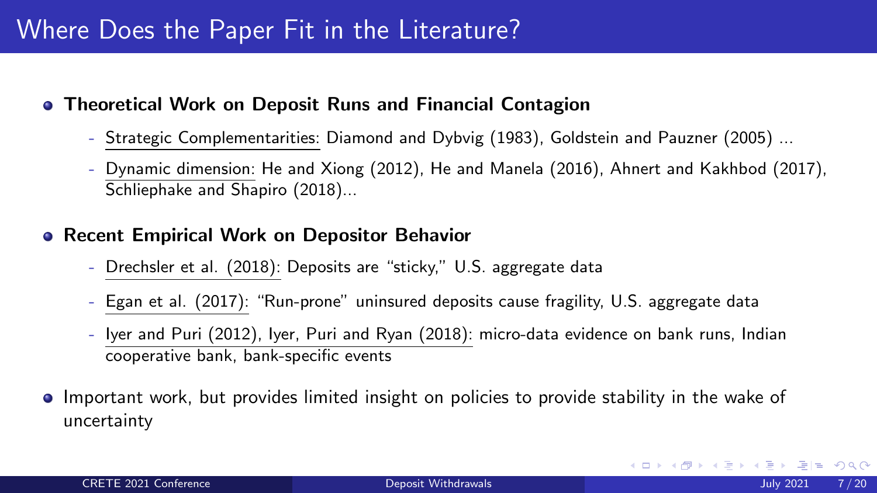# Where Does the Paper Fit in the Literature?

- **Theoretical Work on Deposit Runs and Financial Contagion**
  - Strategic Complementarities: Diamond and Dybvig (1983), Goldstein and Pauzner (2005) ...
  - Dynamic dimension: He and Xiong (2012), He and Manela (2016), Ahnert and Kakhbod (2017), Schliephake and Shapiro (2018)...
- **Recent Empirical Work on Depositor Behavior**
  - Drechsler et al. (2018): Deposits are "sticky," U.S. aggregate data
  - Egan et al. (2017): "Run-prone" uninsured deposits cause fragility, U.S. aggregate data
  - Iyer and Puri (2012), Iyer, Puri and Ryan (2018): micro-data evidence on bank runs, Indian cooperative bank, bank-specific events
- Important work, but provides limited insight on policies to provide stability in the wake of uncertainty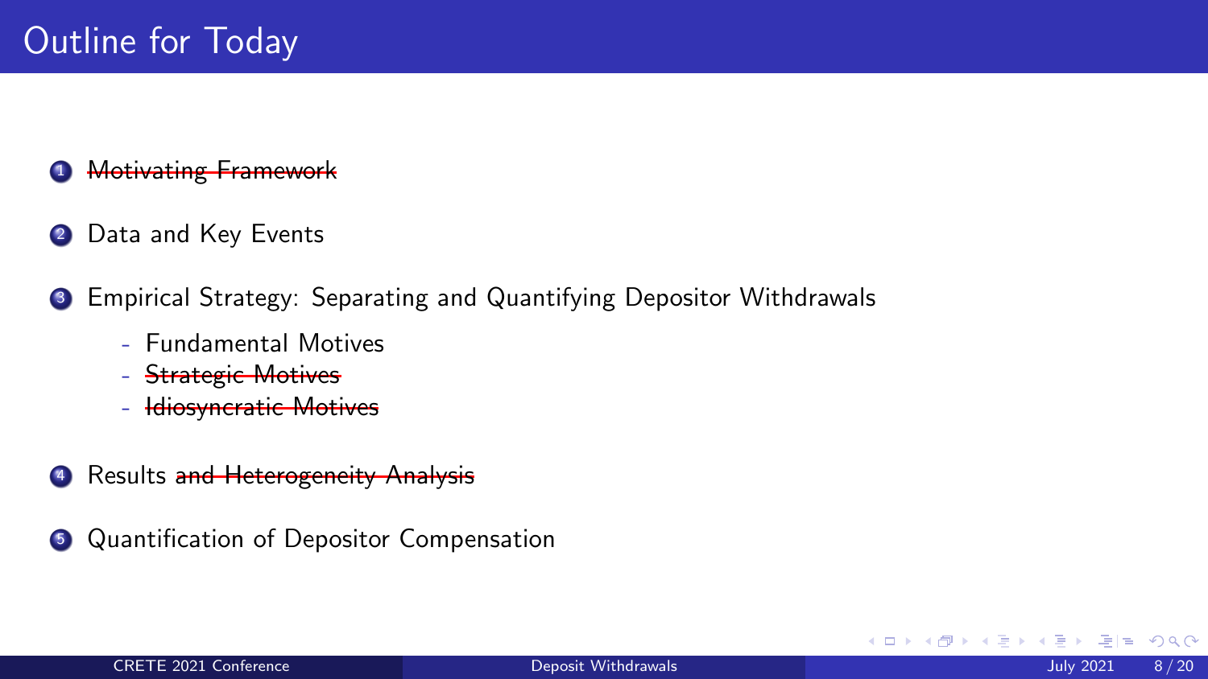# Outline for Today

1. ~~Motivating Framework~~
2. Data and Key Events
3. Empirical Strategy: Separating and Quantifying Depositor Withdrawals
   - Fundamental Motives
   - ~~Strategic Motives~~
   - ~~Idiosyncratic Motives~~
4. Results ~~and Heterogeneity Analysis~~
5. Quantification of Depositor Compensation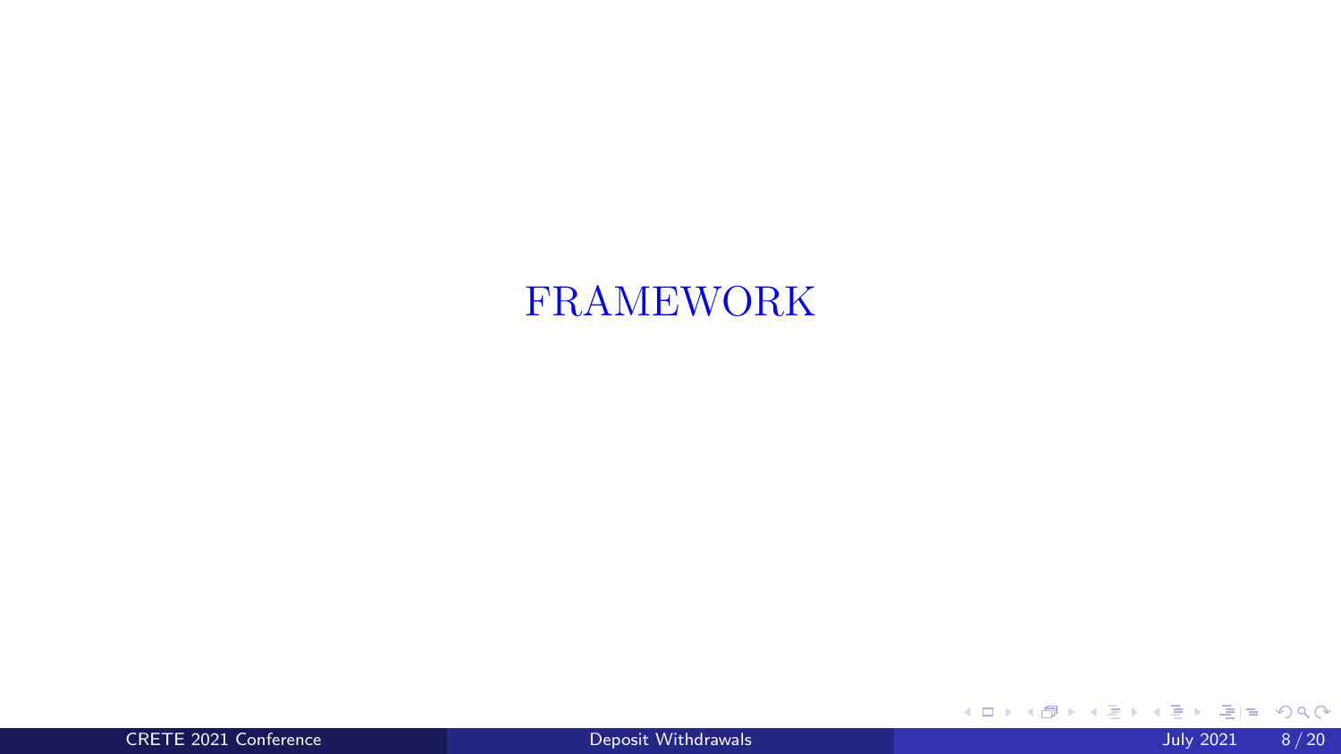# FRAMEWORK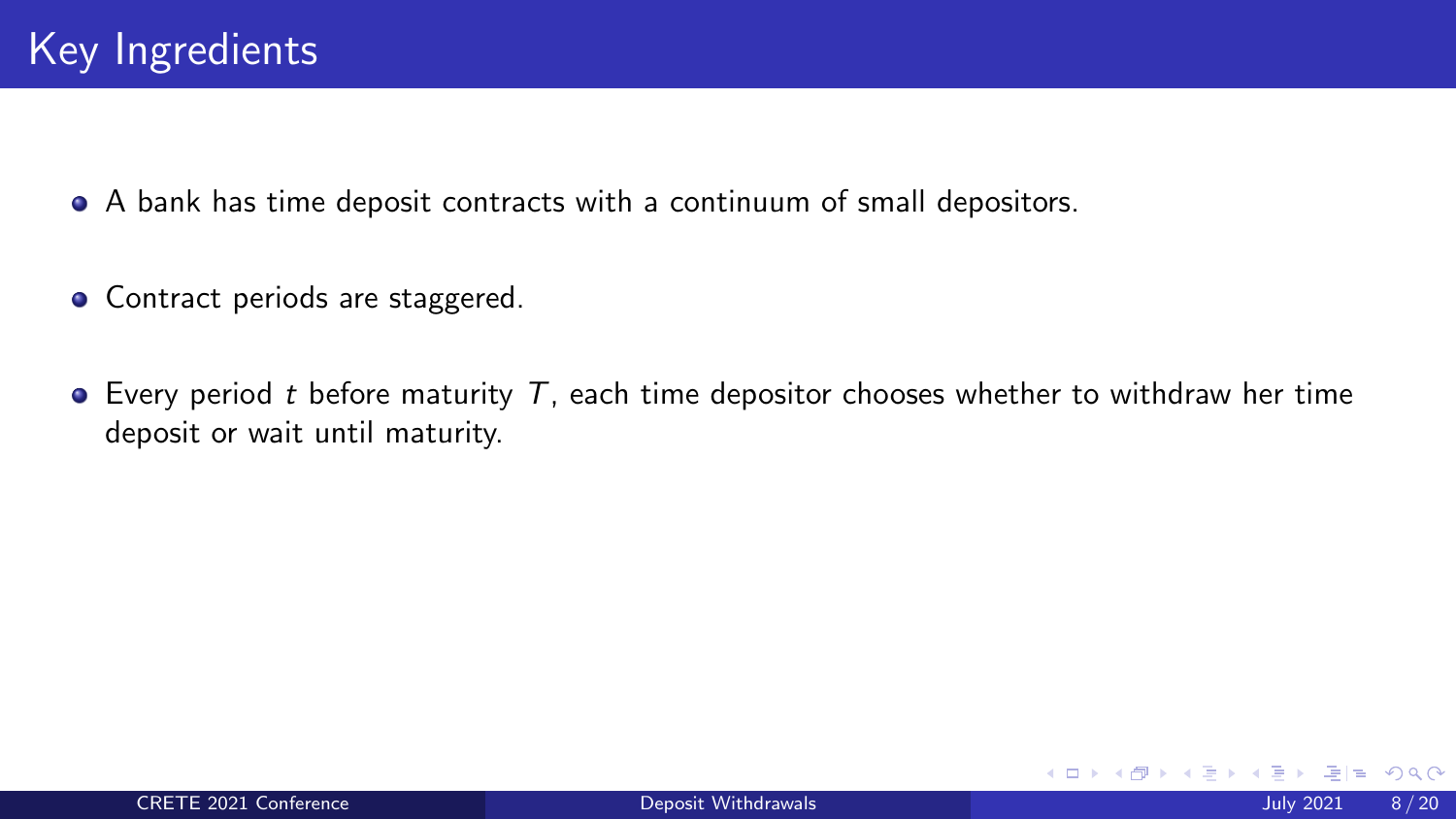# Key Ingredients

- A bank has time deposit contracts with a continuum of small depositors.

- Contract periods are staggered.

- Every period $t$ before maturity $T$, each time depositor chooses whether to withdraw her time deposit or wait until maturity.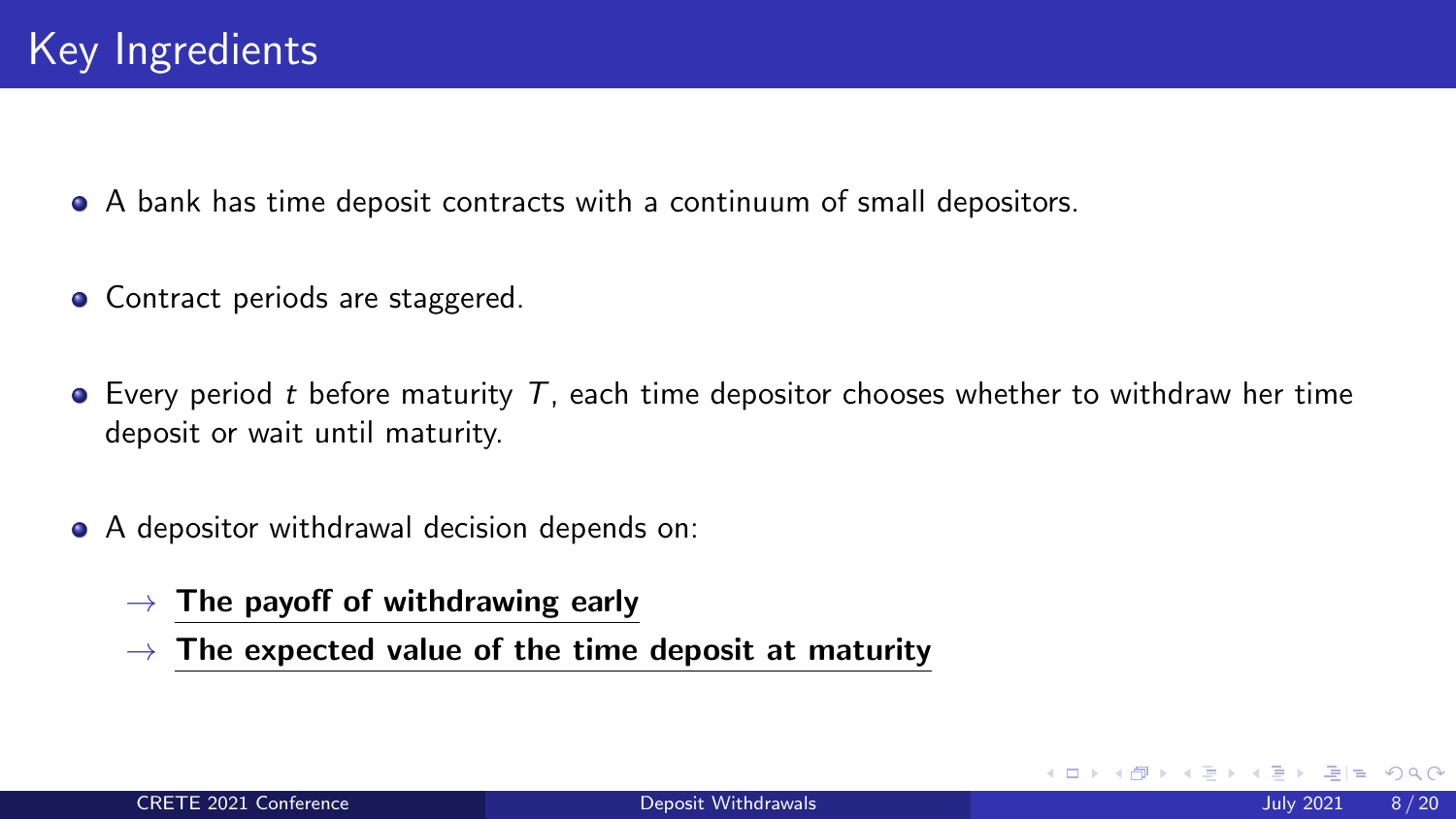# Key Ingredients

- A bank has time deposit contracts with a continuum of small depositors.
- Contract periods are staggered.
- Every period $t$ before maturity $T$, each time depositor chooses whether to withdraw her time deposit or wait until maturity.
- A depositor withdrawal decision depends on:
  - → **The payoff of withdrawing early**
  - → **The expected value of the time deposit at maturity**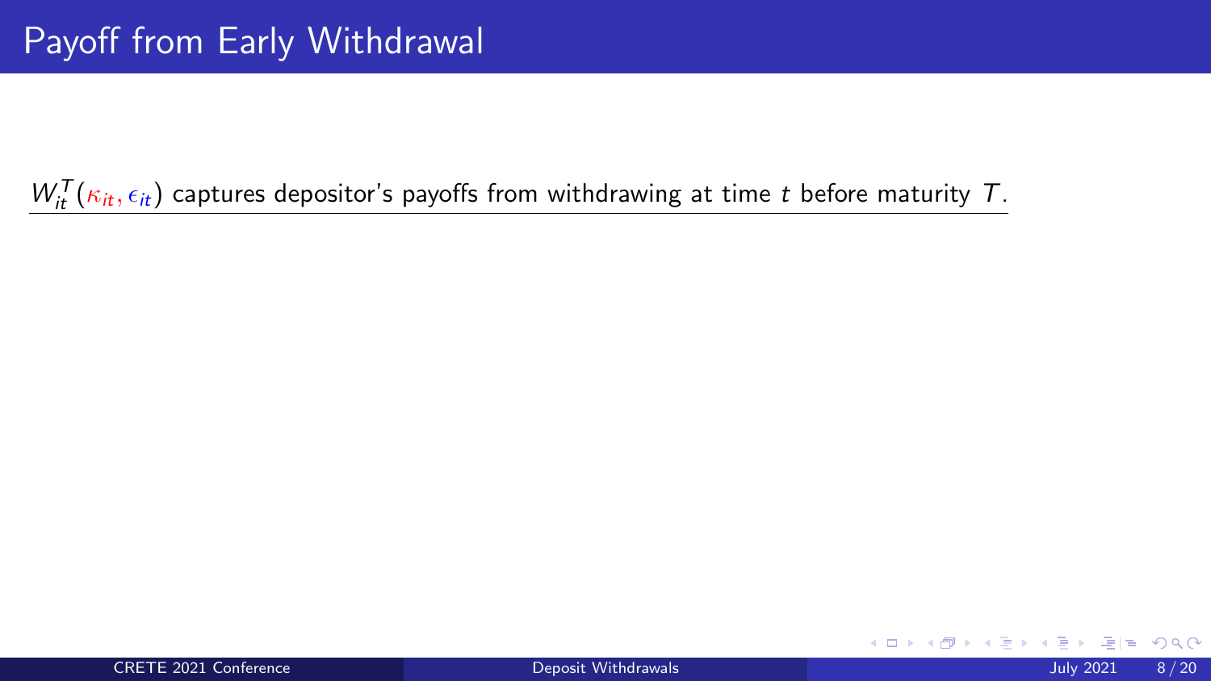# Payoff from Early Withdrawal

$W_{it}^{T}(\kappa_{it}, \epsilon_{it})$ captures depositor's payoffs from withdrawing at time $t$ before maturity $T$.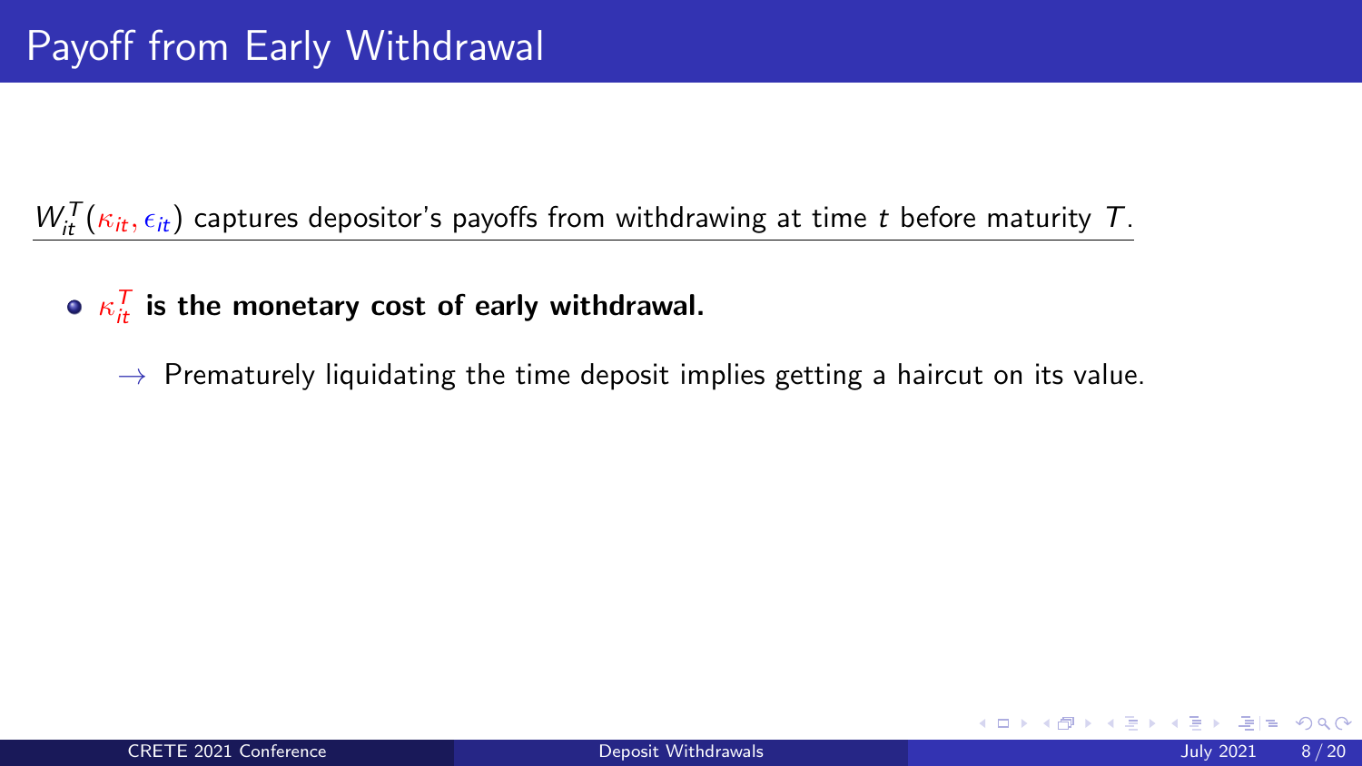# Payoff from Early Withdrawal

$W_{it}^{T}(\kappa_{it}, \epsilon_{it})$ captures depositor's payoffs from withdrawing at time $t$ before maturity $T$.

- $\kappa_{it}^{T}$ **is the monetary cost of early withdrawal.**

  $\rightarrow$ Prematurely liquidating the time deposit implies getting a haircut on its value.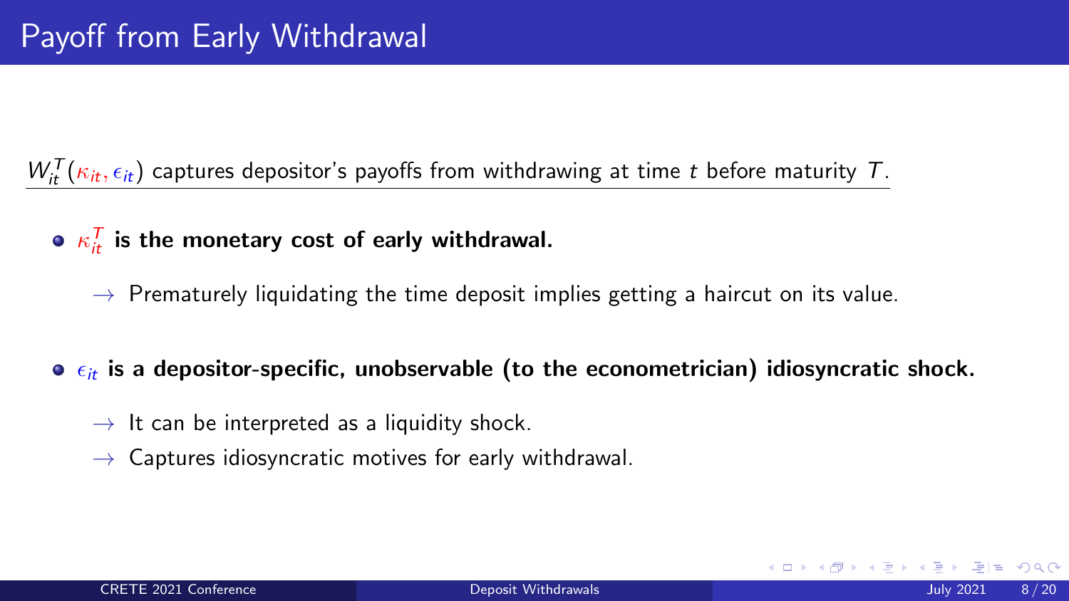# Payoff from Early Withdrawal

$W_{it}^{T}(\kappa_{it}, \epsilon_{it})$ captures depositor's payoffs from withdrawing at time $t$ before maturity $T$.

- $\kappa_{it}^{T}$ **is the monetary cost of early withdrawal.**
  - $\rightarrow$ Prematurely liquidating the time deposit implies getting a haircut on its value.
- $\epsilon_{it}$ **is a depositor-specific, unobservable (to the econometrician) idiosyncratic shock.**
  - $\rightarrow$ It can be interpreted as a liquidity shock.
  - $\rightarrow$ Captures idiosyncratic motives for early withdrawal.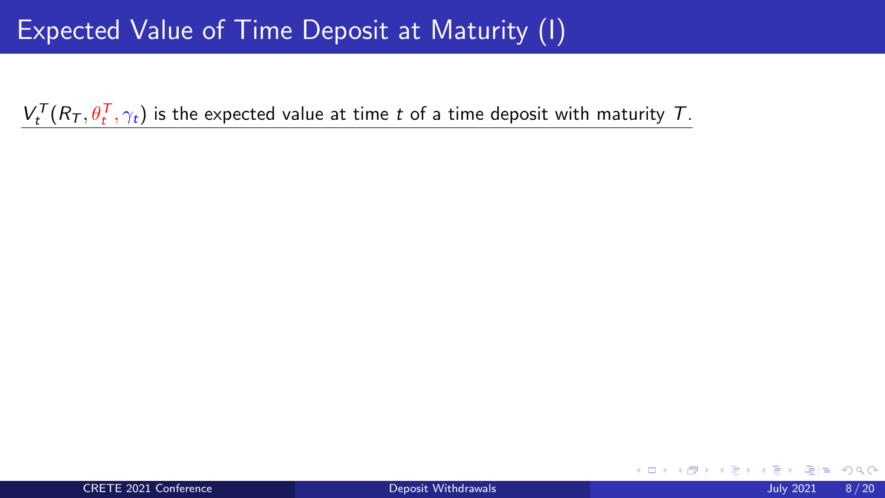# Expected Value of Time Deposit at Maturity (I)

$V_t^T(R_T, \theta_t^T, \gamma_t)$ is the expected value at time $t$ of a time deposit with maturity $T$.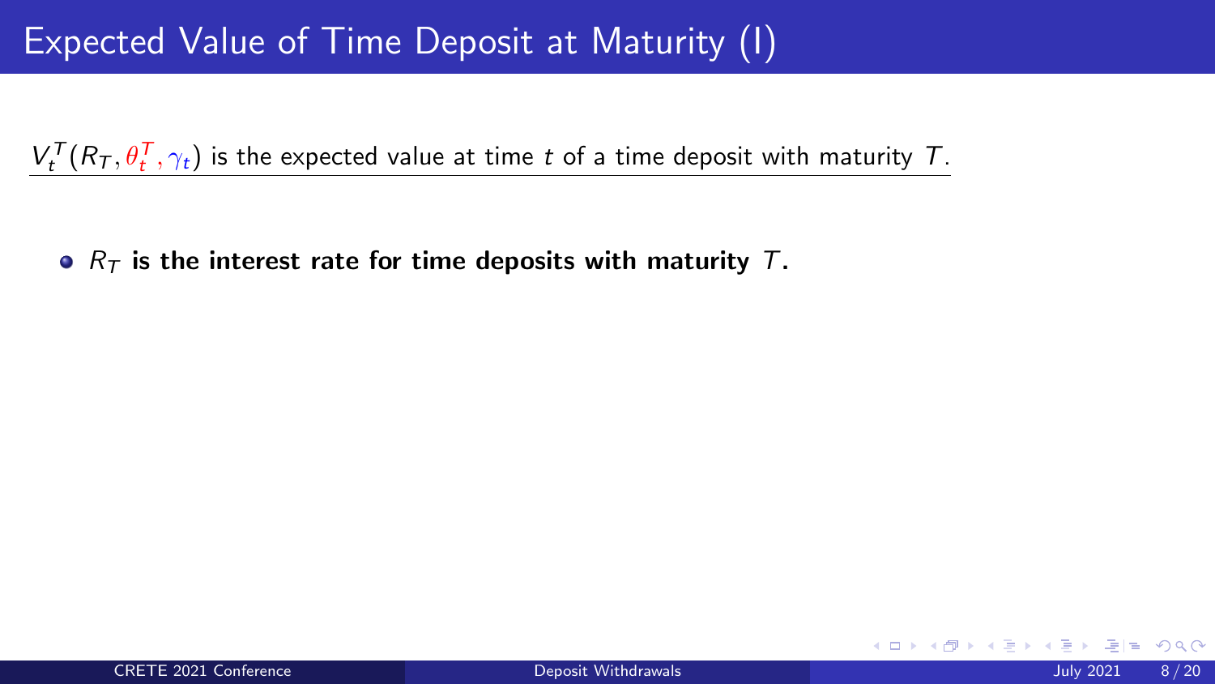# Expected Value of Time Deposit at Maturity (I)

$V_t^T(R_T, \theta_t^T, \gamma_t)$ is the expected value at time $t$ of a time deposit with maturity $T$.

- **$R_T$ is the interest rate for time deposits with maturity $T$.**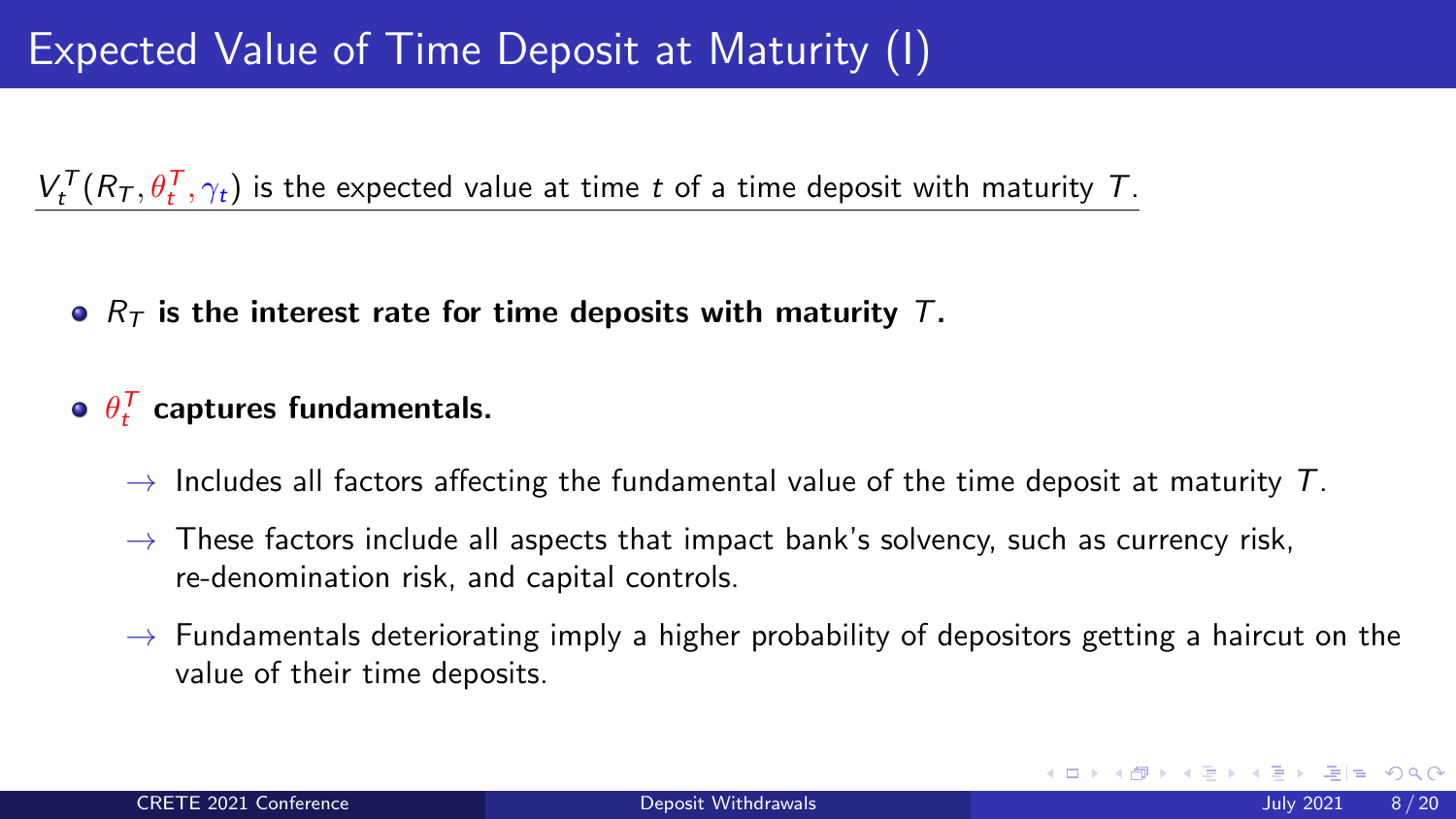# Expected Value of Time Deposit at Maturity (I)

$V_t^T(R_T, \theta_t^T, \gamma_t)$ is the expected value at time $t$ of a time deposit with maturity $T$.

- **$R_T$ is the interest rate for time deposits with maturity $T$.**
- **$\theta_t^T$ captures fundamentals.**
  - → Includes all factors affecting the fundamental value of the time deposit at maturity $T$.
  - → These factors include all aspects that impact bank's solvency, such as currency risk, re-denomination risk, and capital controls.
  - → Fundamentals deteriorating imply a higher probability of depositors getting a haircut on the value of their time deposits.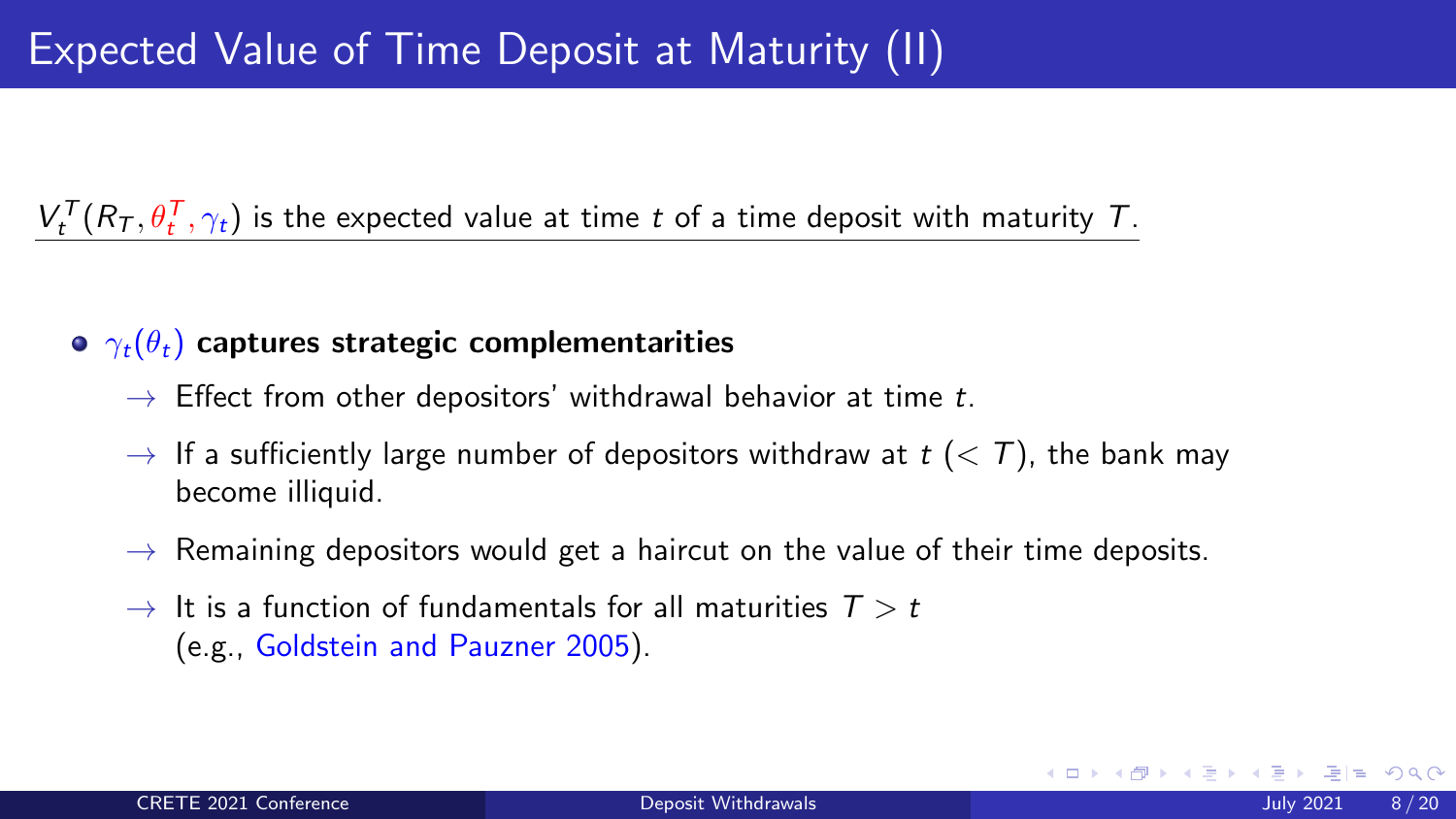# Expected Value of Time Deposit at Maturity (II)

$V_t^T(R_T, \theta_t^T, \gamma_t)$ is the expected value at time $t$ of a time deposit with maturity $T$.

- $\gamma_t(\theta_t)$ **captures strategic complementarities**
  - → Effect from other depositors' withdrawal behavior at time $t$.
  - → If a sufficiently large number of depositors withdraw at $t$ ($< T$), the bank may become illiquid.
  - → Remaining depositors would get a haircut on the value of their time deposits.
  - → It is a function of fundamentals for all maturities $T > t$ (e.g., Goldstein and Pauzner 2005).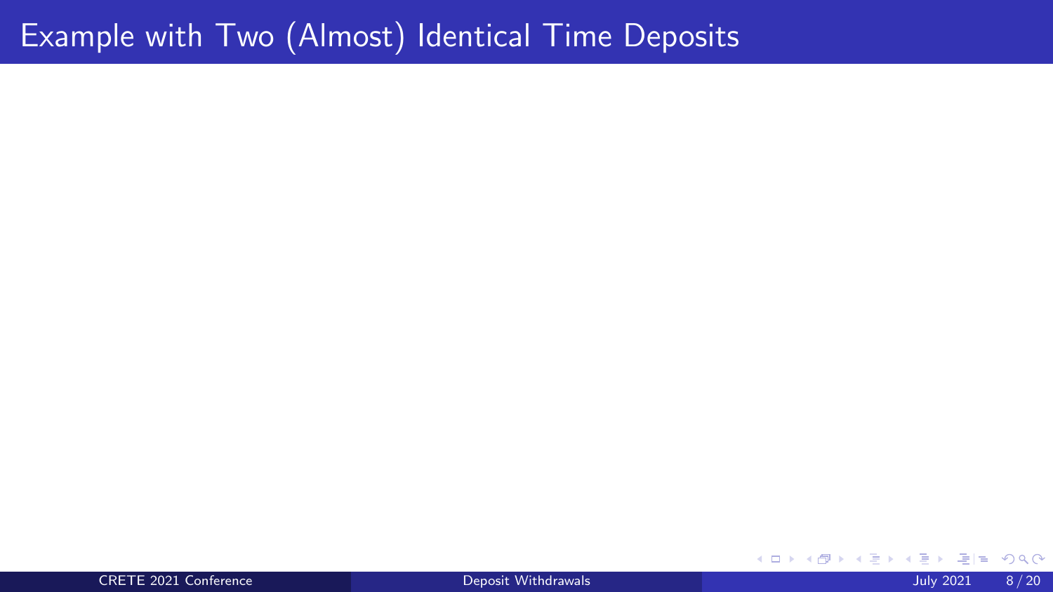# Example with Two (Almost) Identical Time Deposits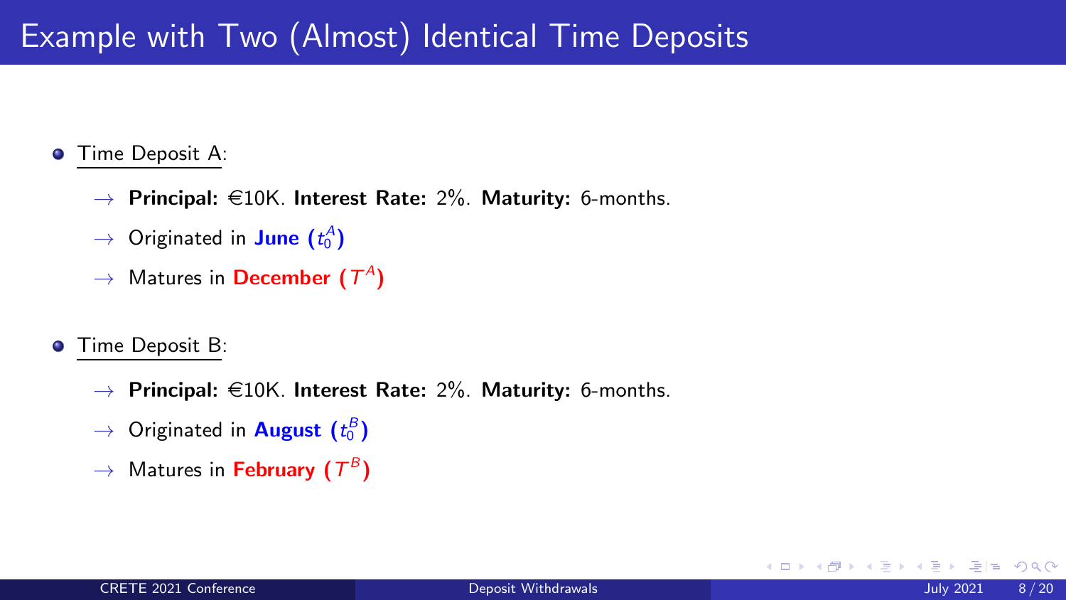# Example with Two (Almost) Identical Time Deposits

- Time Deposit A:
  - → **Principal:** €10K. **Interest Rate:** 2%. **Maturity:** 6-months.
  - → Originated in **June** ($t_0^A$)
  - → Matures in **December** ($T^A$)

- Time Deposit B:
  - → **Principal:** €10K. **Interest Rate:** 2%. **Maturity:** 6-months.
  - → Originated in **August** ($t_0^B$)
  - → Matures in **February** ($T^B$)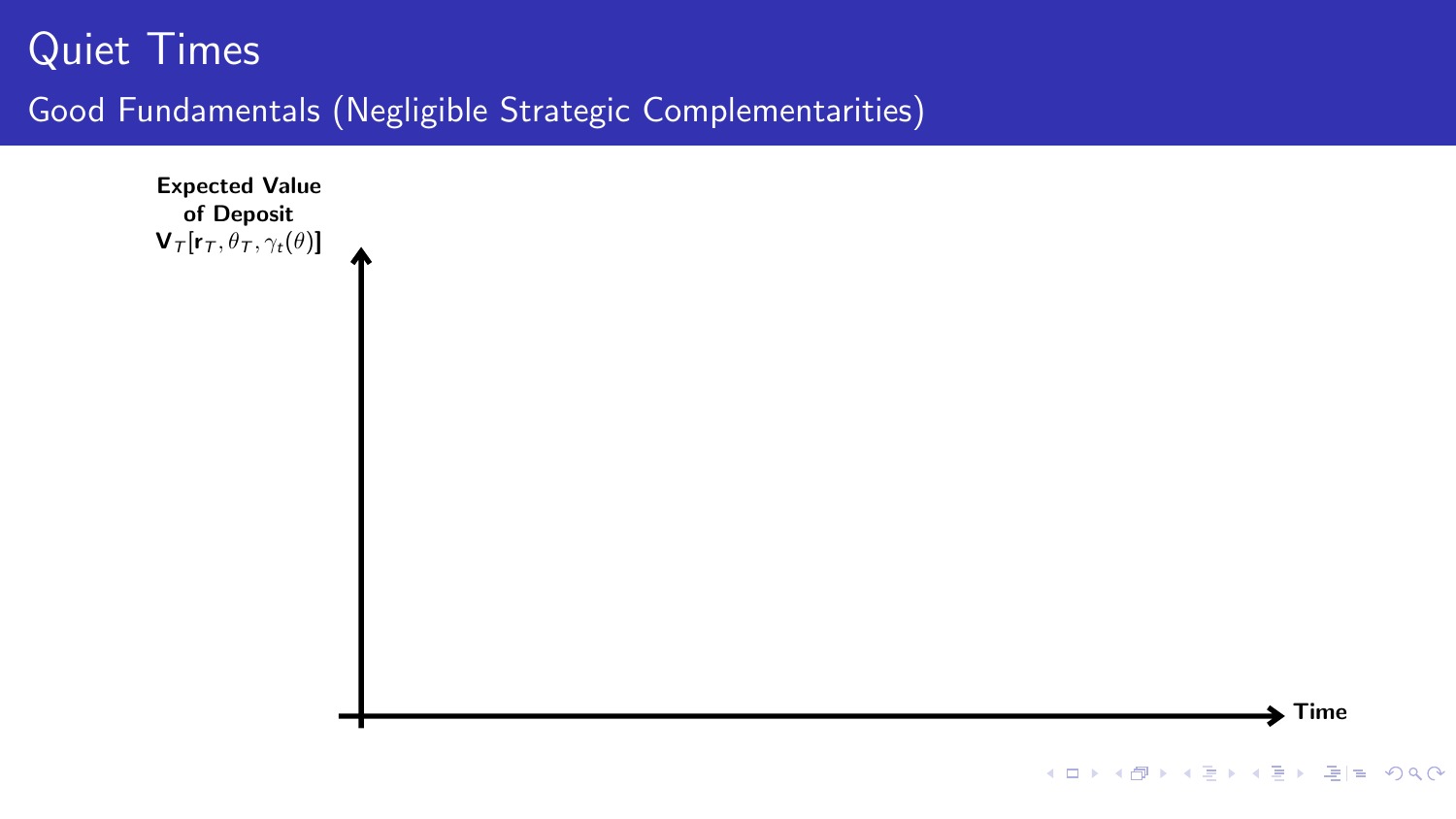# Quiet Times

## Good Fundamentals (Negligible Strategic Complementarities)

**Expected Value of Deposit**
$\mathbf{V}_T[\mathbf{r}_T, \theta_T, \gamma_t(\theta)]$

**Time**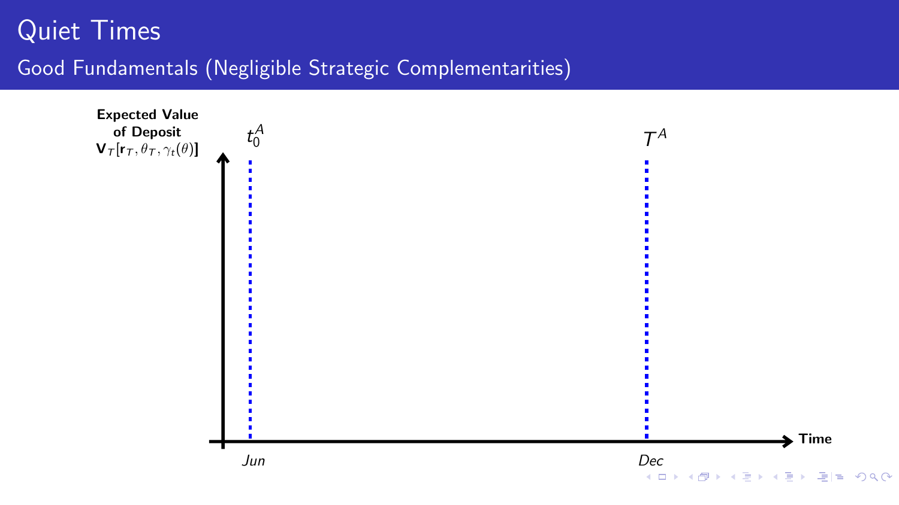# Quiet Times

## Good Fundamentals (Negligible Strategic Complementarities)

**Expected Value of Deposit** $\mathbf{V}_T[\mathbf{r}_T, \theta_T, \gamma_t(\theta)]$

$t_0^A$

$T^A$

**Time**

*Jun*

*Dec*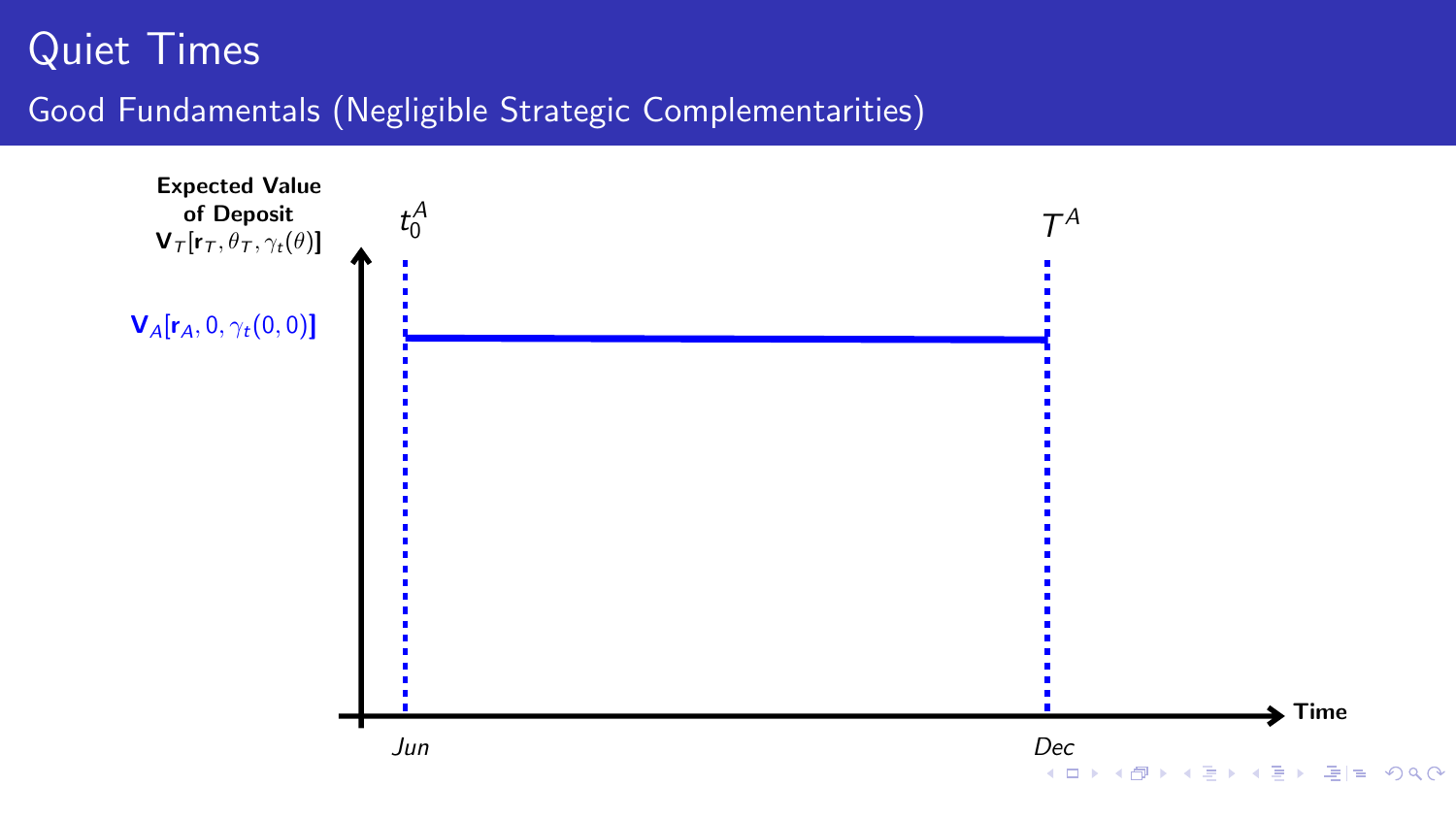# Quiet Times

## Good Fundamentals (Negligible Strategic Complementarities)

**Expected Value of Deposit** $\mathbf{V}_T[\mathbf{r}_T, \theta_T, \gamma_t(\theta)]$

$\mathbf{V}_A[\mathbf{r}_A, 0, \gamma_t(0,0)]$

$t_0^A$

$T^A$

*Jun*

*Dec*

**Time**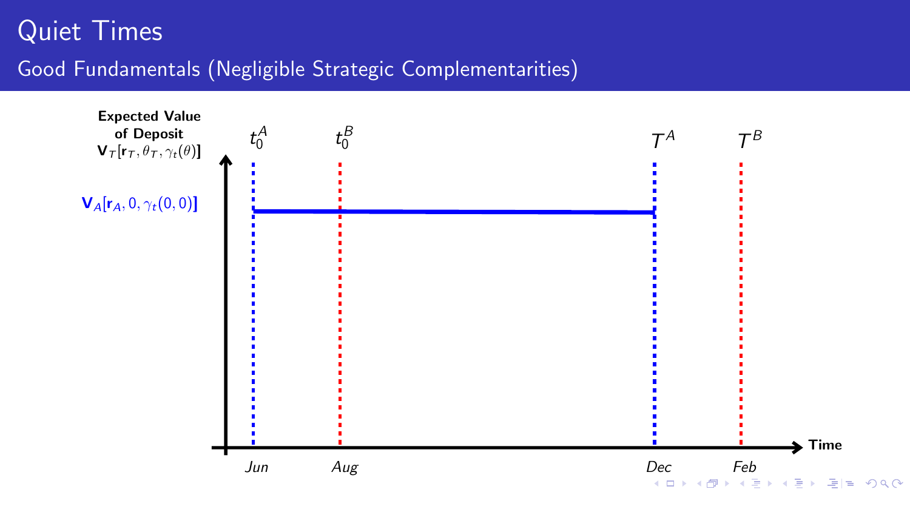# Quiet Times

## Good Fundamentals (Negligible Strategic Complementarities)

**Expected Value of Deposit** $\mathbf{V}_T[\mathbf{r}_T, \theta_T, \gamma_t(\theta)]$

$\mathbf{V}_A[\mathbf{r}_A, 0, \gamma_t(0, 0)]$

$t_0^A$ $t_0^B$ $T^A$ $T^B$

*Jun* *Aug* *Dec* *Feb*

**Time**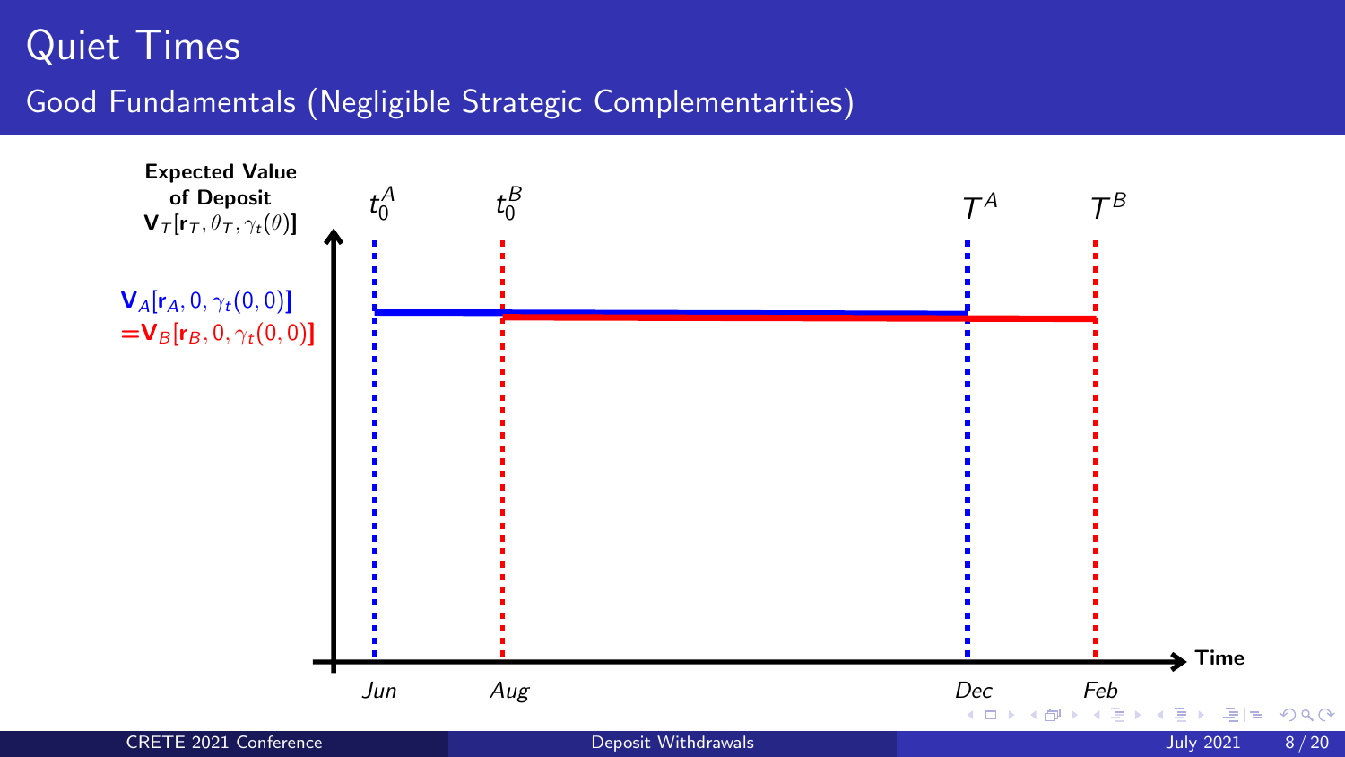# Quiet Times

## Good Fundamentals (Negligible Strategic Complementarities)

**Expected Value of Deposit** $\mathbf{V}_T[\mathbf{r}_T, \theta_T, \gamma_t(\theta)]$

$\mathbf{V}_A[\mathbf{r}_A, 0, \gamma_t(0,0)]$
$= \mathbf{V}_B[\mathbf{r}_B, 0, \gamma_t(0,0)]$

$t_0^A$ $t_0^B$ $T^A$ $T^B$

*Jun* *Aug* *Dec* *Feb*

**Time**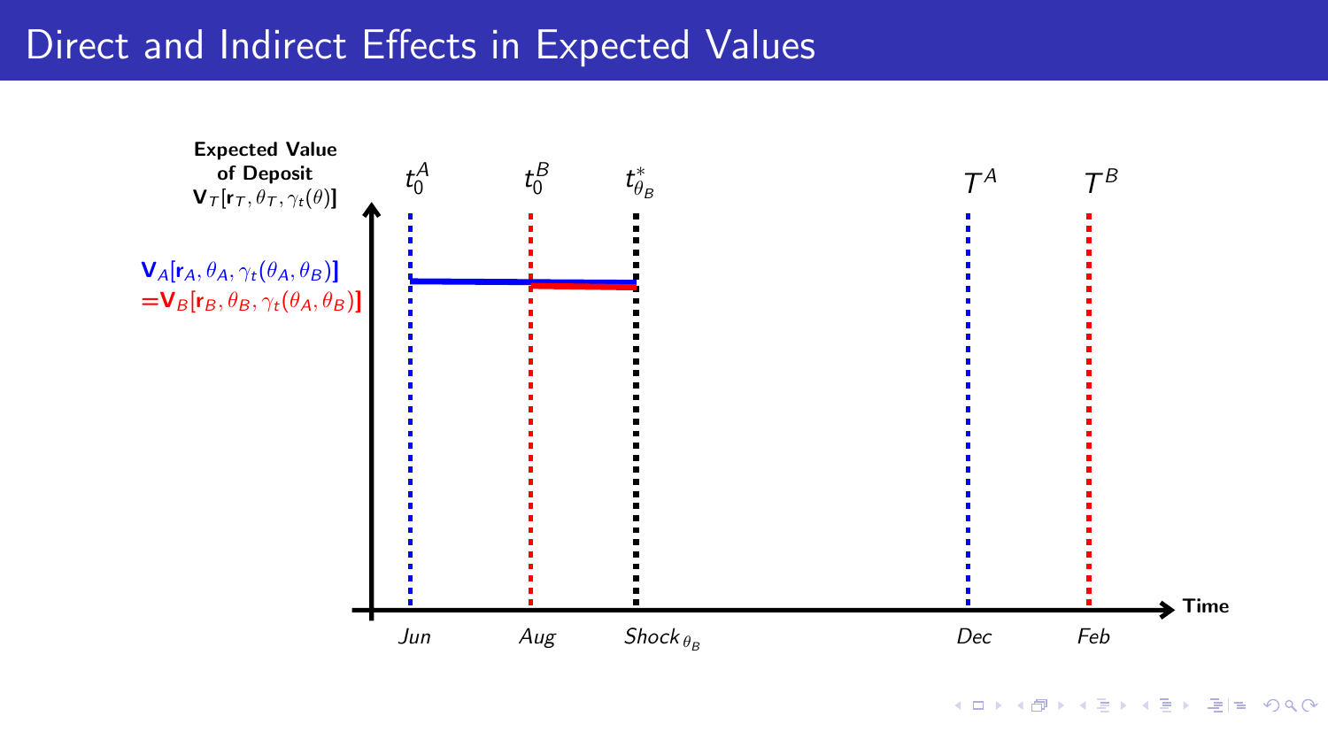# Direct and Indirect Effects in Expected Values

**Expected Value of Deposit** $\mathbf{V}_T[\mathbf{r}_T, \theta_T, \gamma_t(\theta)]$

$\mathbf{V}_A[\mathbf{r}_A, \theta_A, \gamma_t(\theta_A, \theta_B)]$
$=\mathbf{V}_B[\mathbf{r}_B, \theta_B, \gamma_t(\theta_A, \theta_B)]$

$t_0^A$ $t_0^B$ $t_{\theta_B}^*$ $T^A$ $T^B$

*Jun* *Aug* $Shock_{\theta_B}$ *Dec* *Feb*

**Time**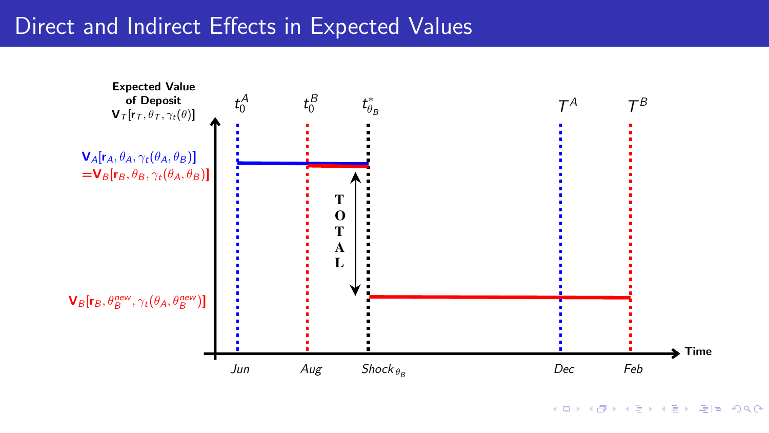# Direct and Indirect Effects in Expected Values

Expected Value of Deposit $\mathbf{V}_T[\mathbf{r}_T, \theta_T, \gamma_t(\theta)]$

$t_0^A$ $t_0^B$ $t^*_{\theta_B}$ $T^A$ $T^B$

$\mathbf{V}_A[\mathbf{r}_A, \theta_A, \gamma_t(\theta_A, \theta_B)]$
$= \mathbf{V}_B[\mathbf{r}_B, \theta_B, \gamma_t(\theta_A, \theta_B)]$

TOTAL

$\mathbf{V}_B[\mathbf{r}_B, \theta_B^{new}, \gamma_t(\theta_A, \theta_B^{new})]$

Time

*Jun* *Aug* $Shock_{\theta_B}$ *Dec* *Feb*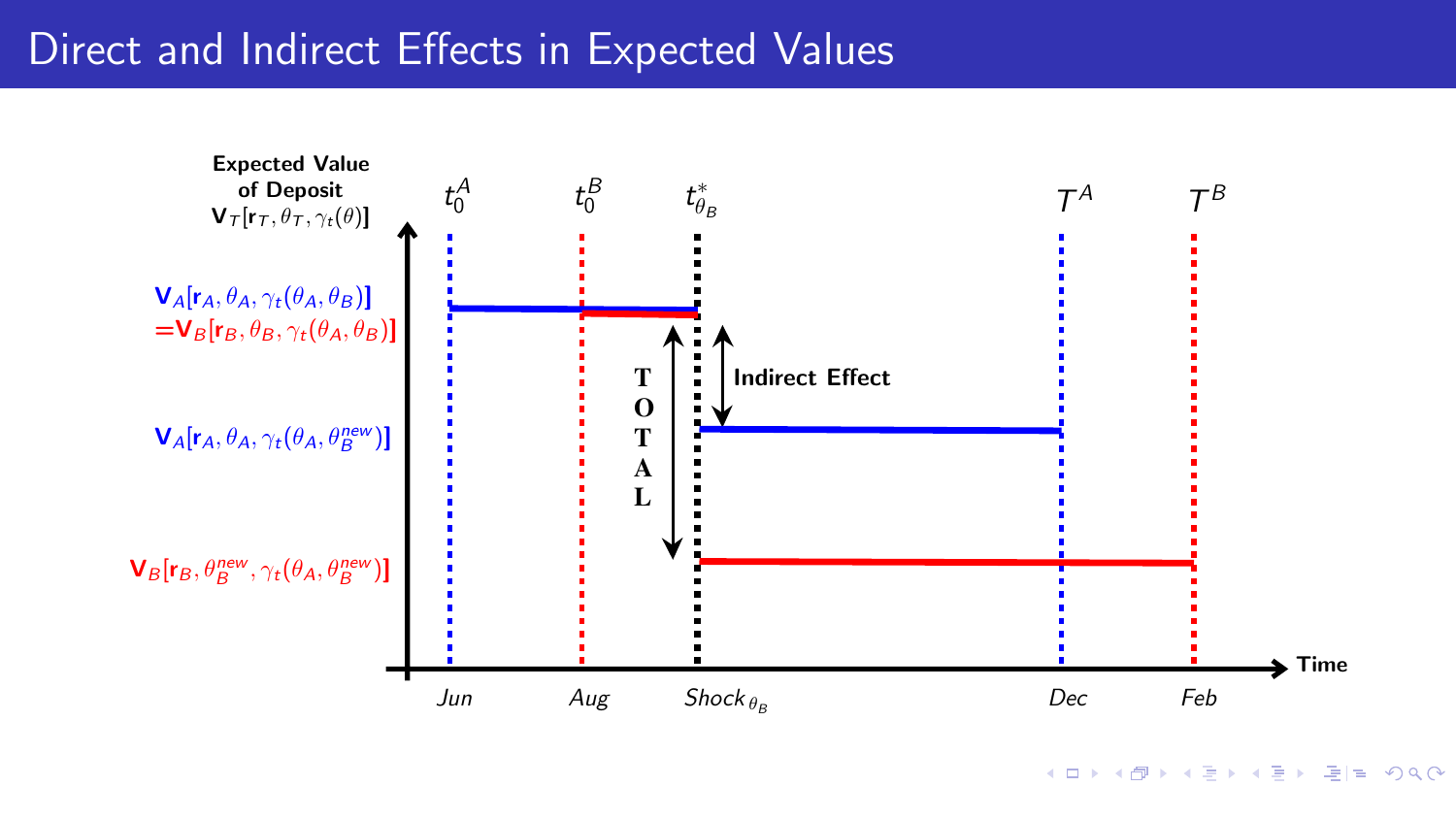# Direct and Indirect Effects in Expected Values

**Expected Value of Deposit**
$\mathbf{V}_T[\mathbf{r}_T, \theta_T, \gamma_t(\theta)]$

$\mathbf{V}_A[\mathbf{r}_A, \theta_A, \gamma_t(\theta_A, \theta_B)]$
$= \mathbf{V}_B[\mathbf{r}_B, \theta_B, \gamma_t(\theta_A, \theta_B)]$

$\mathbf{V}_A[\mathbf{r}_A, \theta_A, \gamma_t(\theta_A, \theta_B^{new})]$

$\mathbf{V}_B[\mathbf{r}_B, \theta_B^{new}, \gamma_t(\theta_A, \theta_B^{new})]$

$t_0^A$ $t_0^B$ $t_{\theta_B}^*$ $T^A$ $T^B$

TOTAL

**Indirect Effect**

Time: Jun, Aug, $Shock_{\theta_B}$, Dec, Feb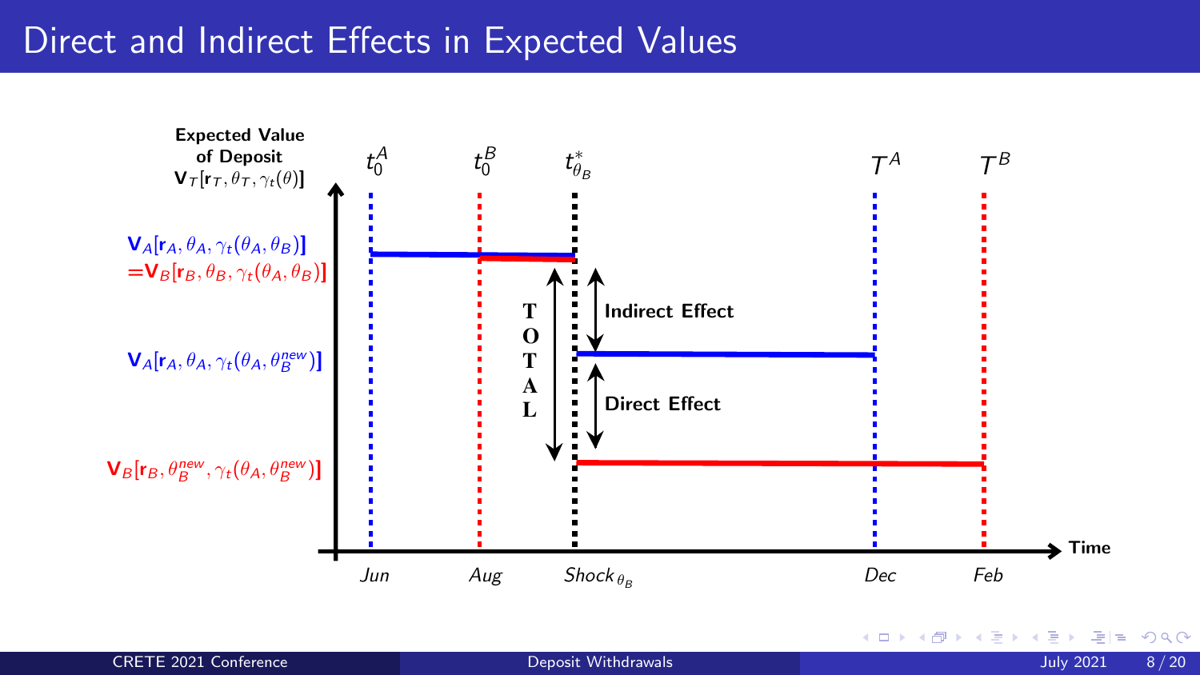# Direct and Indirect Effects in Expected Values

**Expected Value of Deposit** $\mathbf{V}_T[\mathbf{r}_T, \theta_T, \gamma_t(\theta)]$

$\mathbf{V}_A[\mathbf{r}_A, \theta_A, \gamma_t(\theta_A, \theta_B)]$
$= \mathbf{V}_B[\mathbf{r}_B, \theta_B, \gamma_t(\theta_A, \theta_B)]$

$\mathbf{V}_A[\mathbf{r}_A, \theta_A, \gamma_t(\theta_A, \theta_B^{new})]$

$\mathbf{V}_B[\mathbf{r}_B, \theta_B^{new}, \gamma_t(\theta_A, \theta_B^{new})]$

$t_0^A$ $t_0^B$ $t^*_{\theta_B}$ $T^A$ $T^B$

**TOTAL**

**Indirect Effect**

**Direct Effect**

**Time**

*Jun* *Aug* *Shock*$_{\theta_B}$ *Dec* *Feb*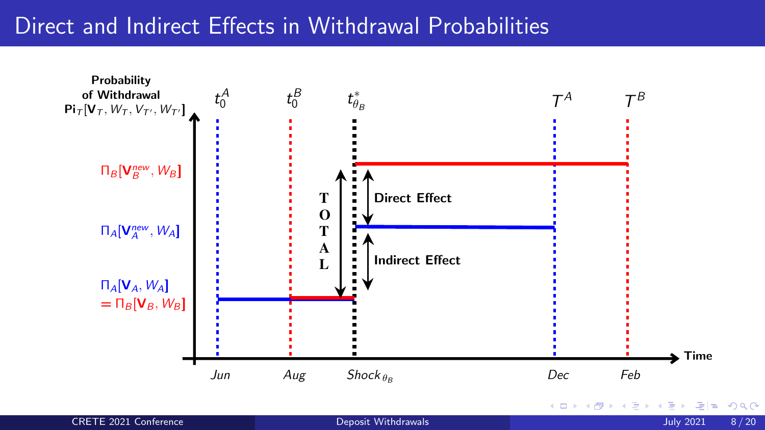# Direct and Indirect Effects in Withdrawal Probabilities

**Probability of Withdrawal** $\mathbf{Pi}_T[\mathbf{V}_T, W_T, V_{T'}, W_{T'}]$

$\Pi_B[\mathbf{V}_B^{new}, W_B]$

$\Pi_A[\mathbf{V}_A^{new}, W_A]$

$\Pi_A[\mathbf{V}_A, W_A]$
$= \Pi_B[\mathbf{V}_B, W_B]$

$t_0^A$ $t_0^B$ $t_{\theta_B}^*$ $T^A$ $T^B$

**TOTAL**

**Direct Effect**

**Indirect Effect**

*Jun* *Aug* *Shock* $_{\theta_B}$ *Dec* *Feb* **Time**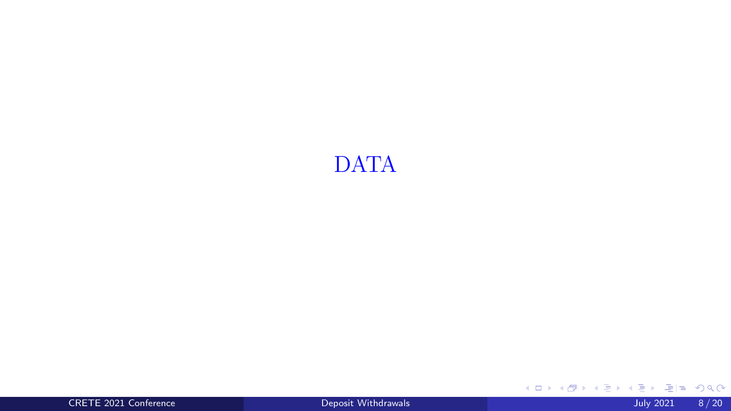# DATA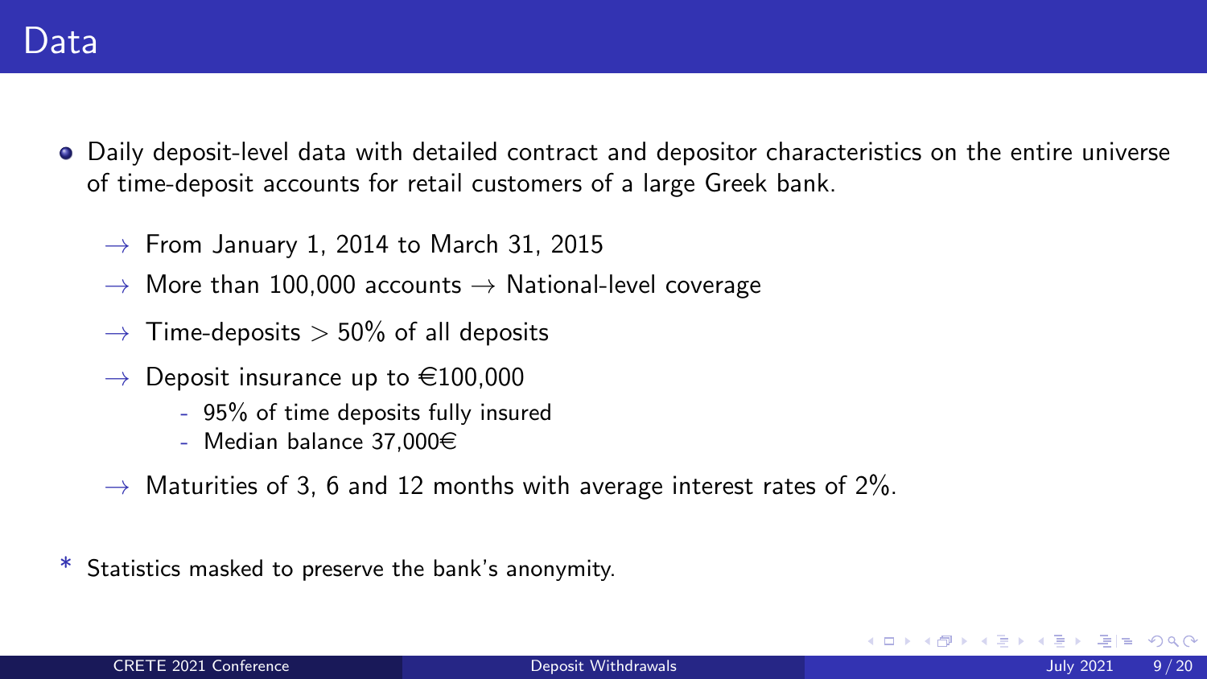# Data

- Daily deposit-level data with detailed contract and depositor characteristics on the entire universe of time-deposit accounts for retail customers of a large Greek bank.
  - → From January 1, 2014 to March 31, 2015
  - → More than 100,000 accounts → National-level coverage
  - → Time-deposits > 50% of all deposits
  - → Deposit insurance up to €100,000
    - 95% of time deposits fully insured
    - Median balance 37,000€
  - → Maturities of 3, 6 and 12 months with average interest rates of 2%.

* Statistics masked to preserve the bank's anonymity.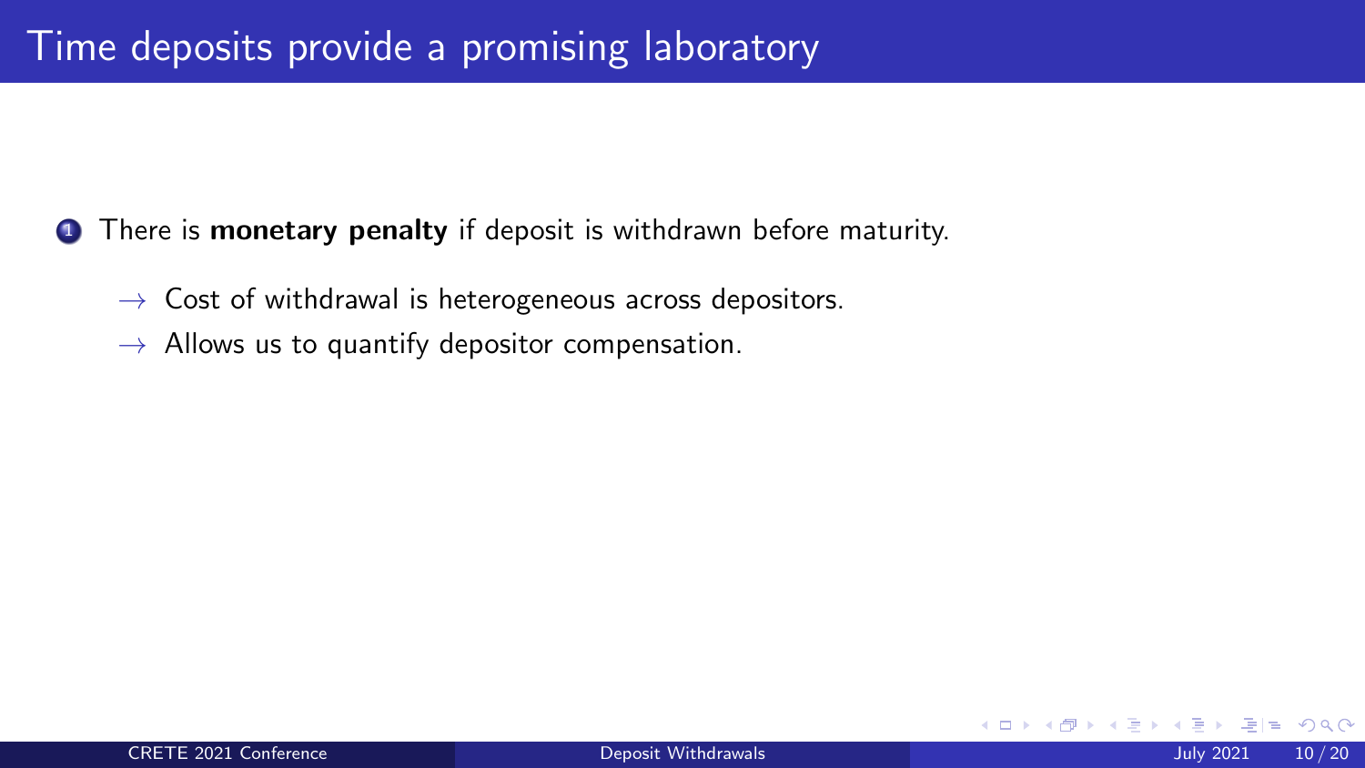# Time deposits provide a promising laboratory

1. There is **monetary penalty** if deposit is withdrawn before maturity.
   - → Cost of withdrawal is heterogeneous across depositors.
   - → Allows us to quantify depositor compensation.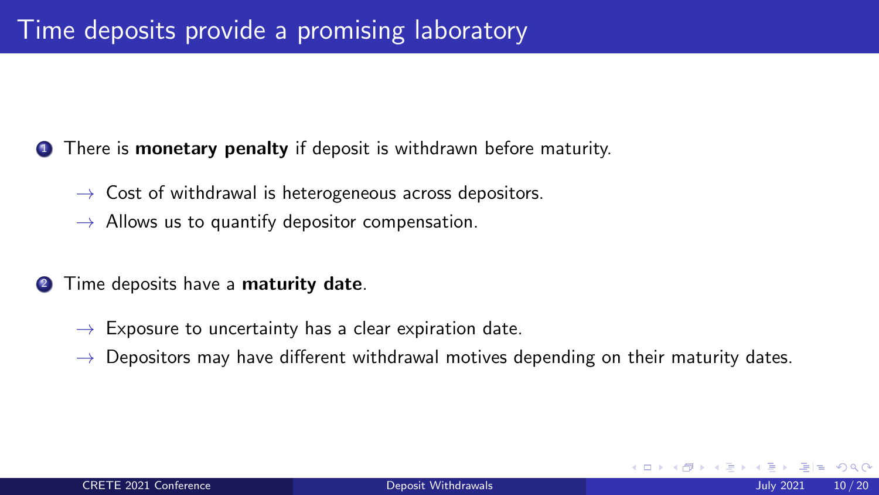# Time deposits provide a promising laboratory

1. There is **monetary penalty** if deposit is withdrawn before maturity.
   - → Cost of withdrawal is heterogeneous across depositors.
   - → Allows us to quantify depositor compensation.

2. Time deposits have a **maturity date**.
   - → Exposure to uncertainty has a clear expiration date.
   - → Depositors may have different withdrawal motives depending on their maturity dates.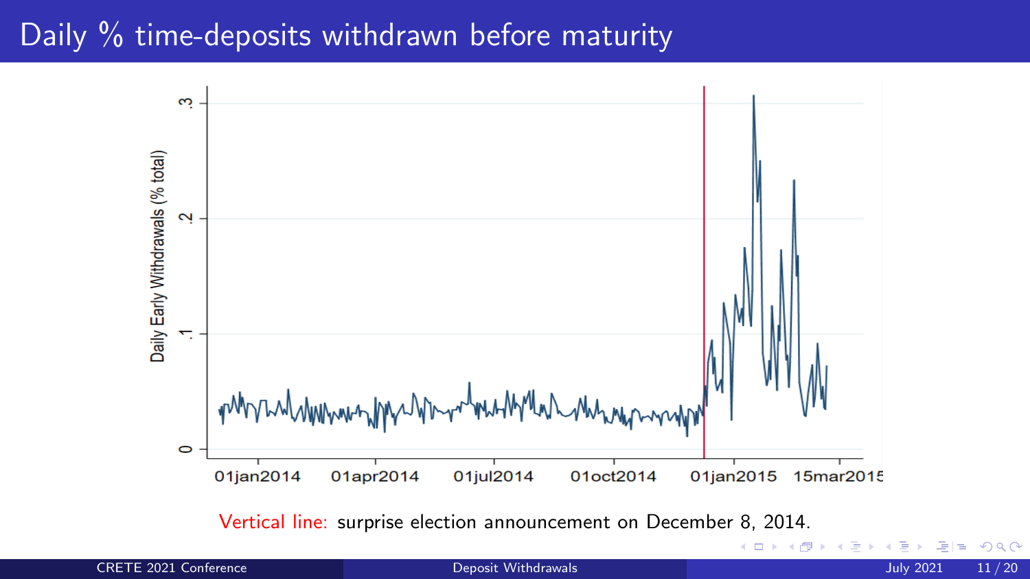# Daily % time-deposits withdrawn before maturity

Vertical line: surprise election announcement on December 8, 2014.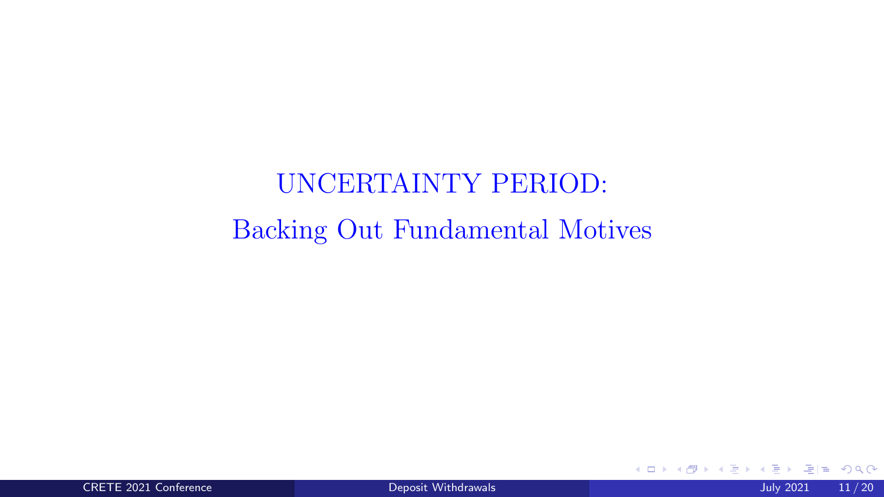# UNCERTAINTY PERIOD:

## Backing Out Fundamental Motives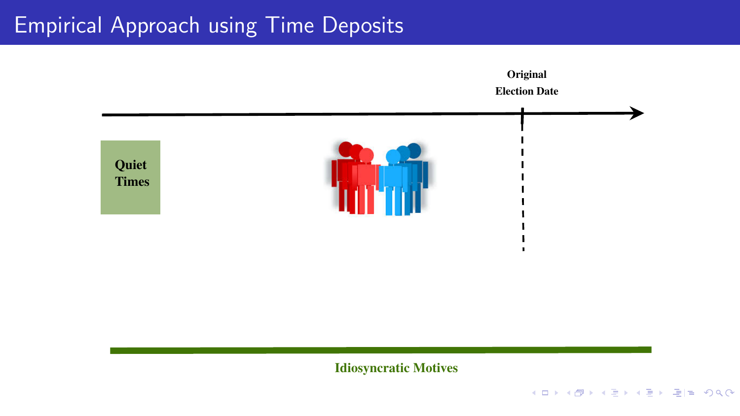# Empirical Approach using Time Deposits

Original Election Date

Quiet Times

Idiosyncratic Motives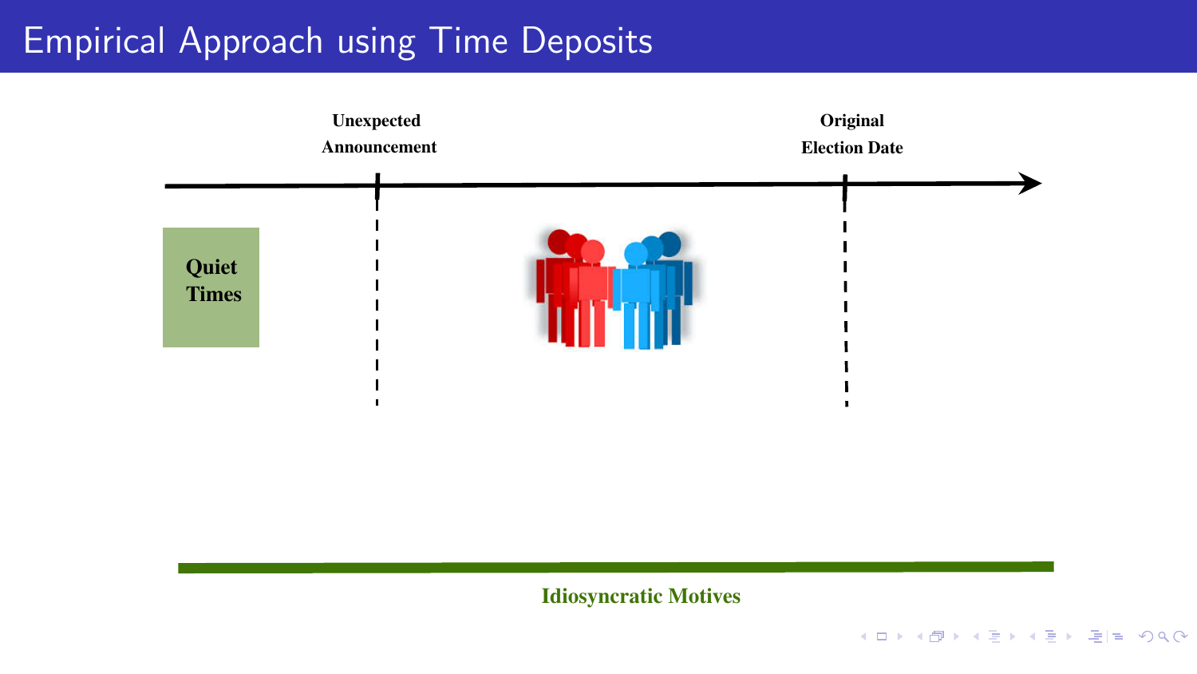# Empirical Approach using Time Deposits

Unexpected Announcement

Original Election Date

**Quiet Times**

**Idiosyncratic Motives**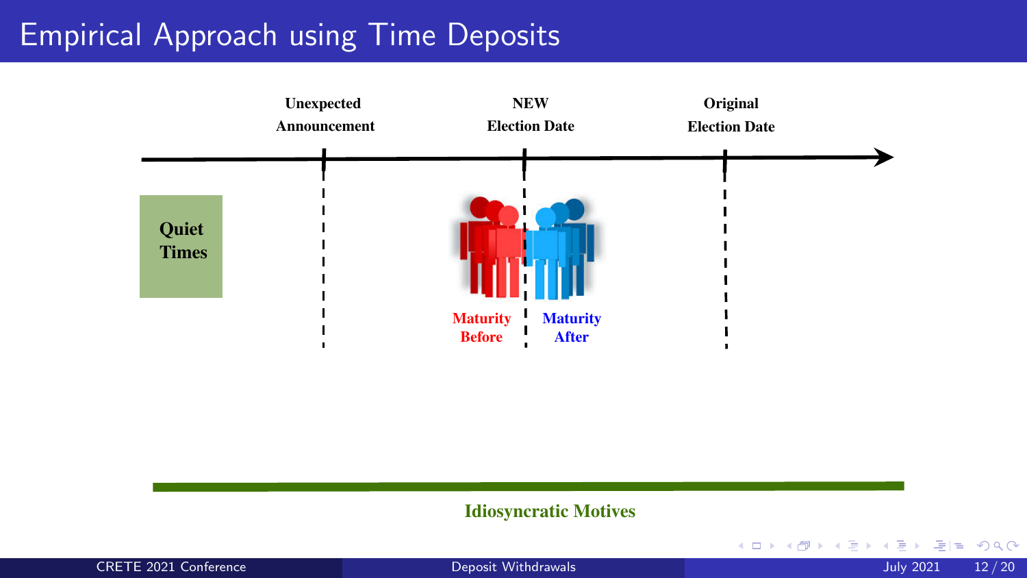# Empirical Approach using Time Deposits

Unexpected Announcement

NEW Election Date

Original Election Date

Quiet Times

Maturity Before

Maturity After

Idiosyncratic Motives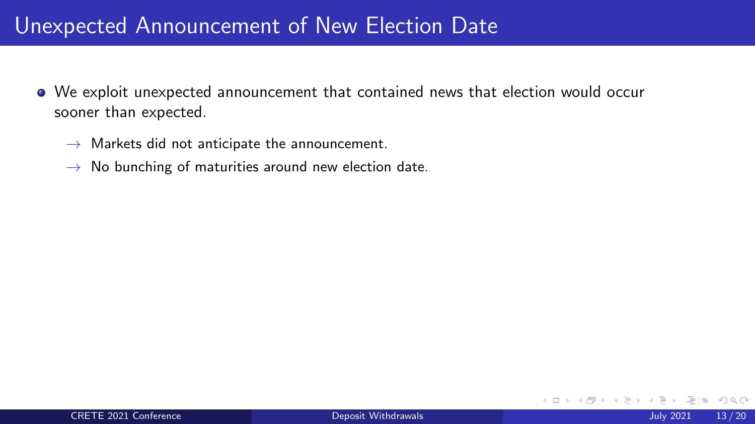# Unexpected Announcement of New Election Date

- We exploit unexpected announcement that contained news that election would occur sooner than expected.
  - → Markets did not anticipate the announcement.
  - → No bunching of maturities around new election date.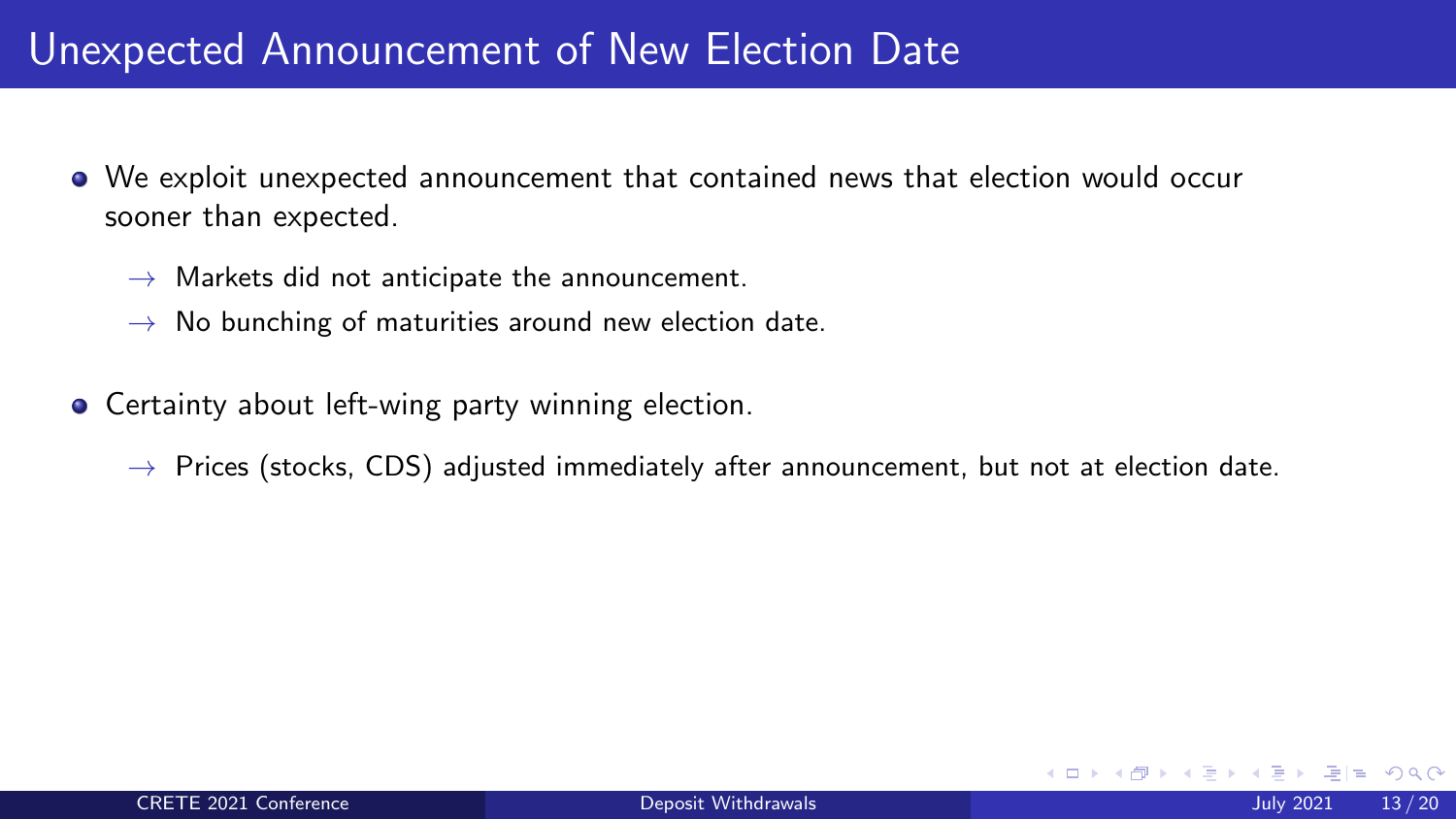# Unexpected Announcement of New Election Date

- We exploit unexpected announcement that contained news that election would occur sooner than expected.
  - → Markets did not anticipate the announcement.
  - → No bunching of maturities around new election date.
- Certainty about left-wing party winning election.
  - → Prices (stocks, CDS) adjusted immediately after announcement, but not at election date.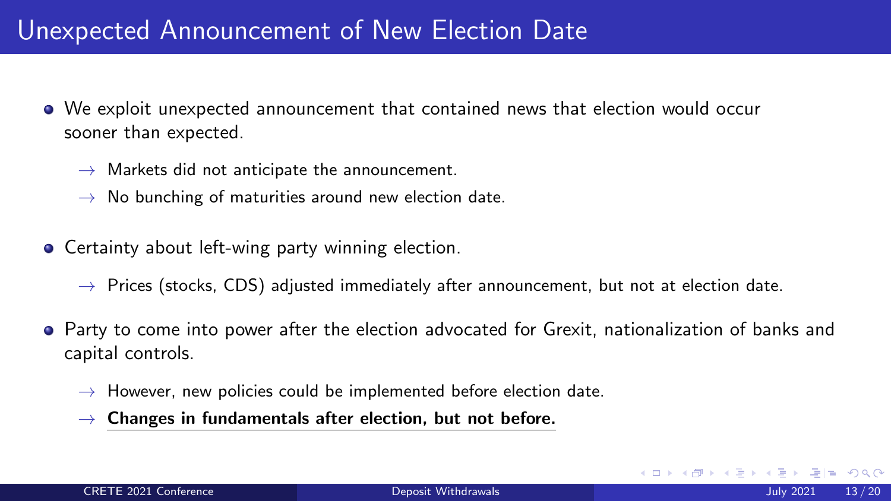# Unexpected Announcement of New Election Date

- We exploit unexpected announcement that contained news that election would occur sooner than expected.
  - → Markets did not anticipate the announcement.
  - → No bunching of maturities around new election date.
- Certainty about left-wing party winning election.
  - → Prices (stocks, CDS) adjusted immediately after announcement, but not at election date.
- Party to come into power after the election advocated for Grexit, nationalization of banks and capital controls.
  - → However, new policies could be implemented before election date.
  - → **Changes in fundamentals after election, but not before.**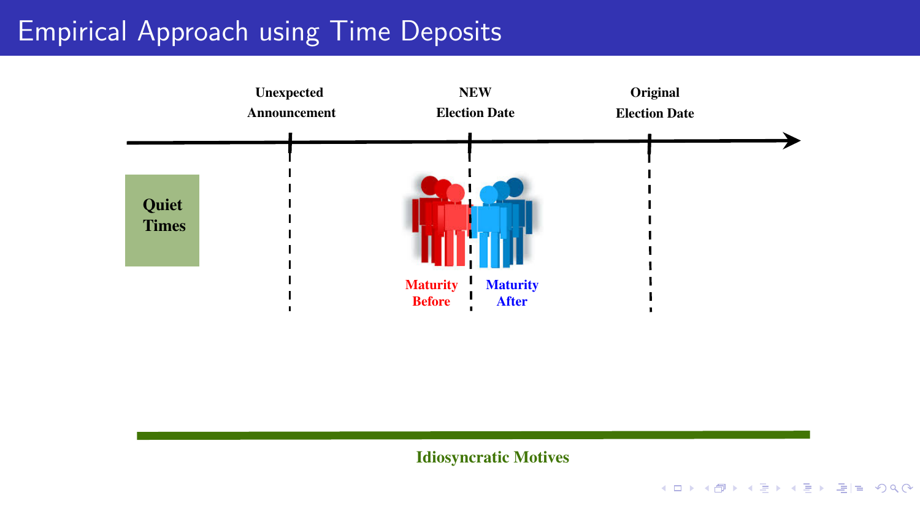# Empirical Approach using Time Deposits

Unexpected Announcement

NEW Election Date

Original Election Date

Quiet Times

Maturity Before

Maturity After

Idiosyncratic Motives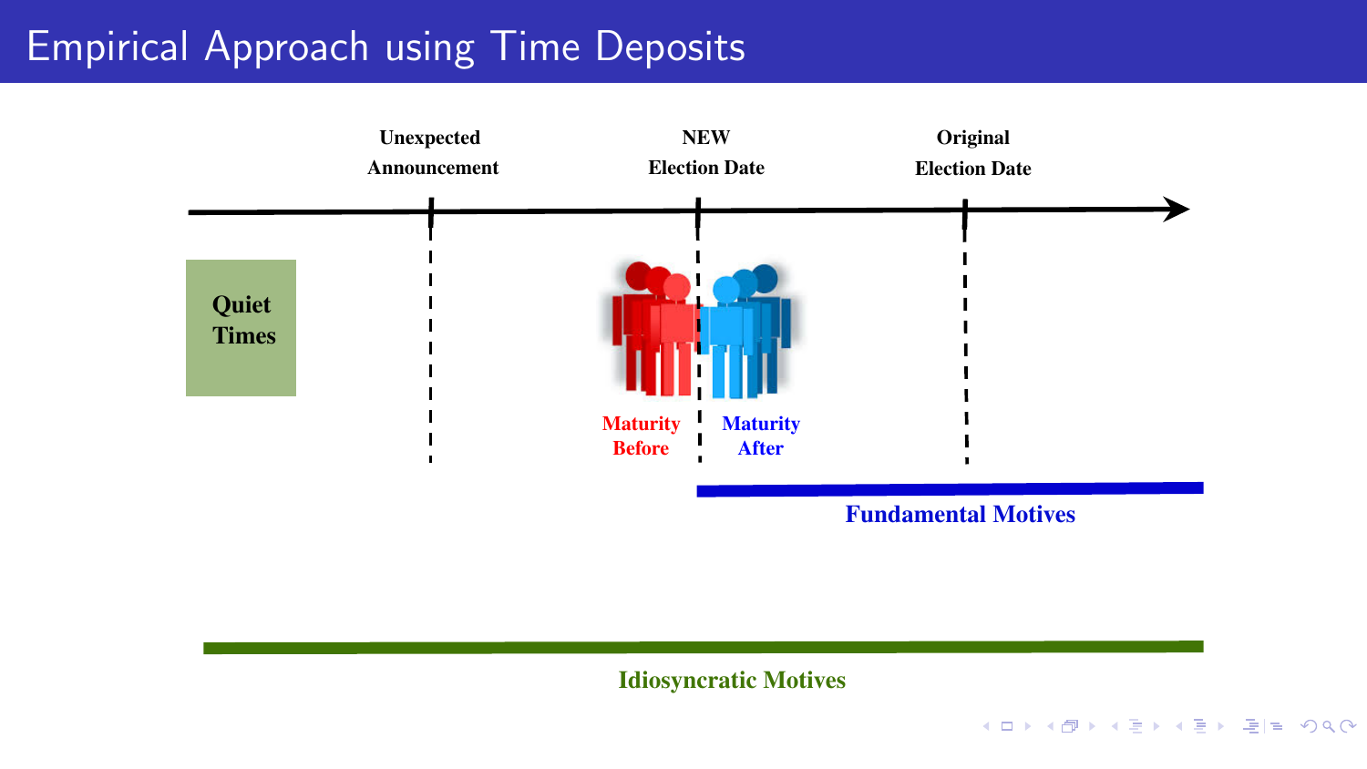# Empirical Approach using Time Deposits

Unexpected Announcement

NEW Election Date

Original Election Date

Quiet Times

Maturity Before

Maturity After

Fundamental Motives

Idiosyncratic Motives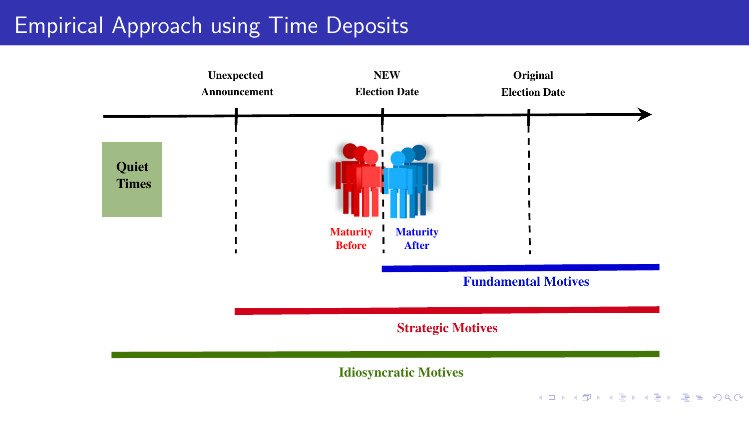# Empirical Approach using Time Deposits

Unexpected Announcement

NEW Election Date

Original Election Date

Quiet Times

Maturity Before

Maturity After

Fundamental Motives

Strategic Motives

Idiosyncratic Motives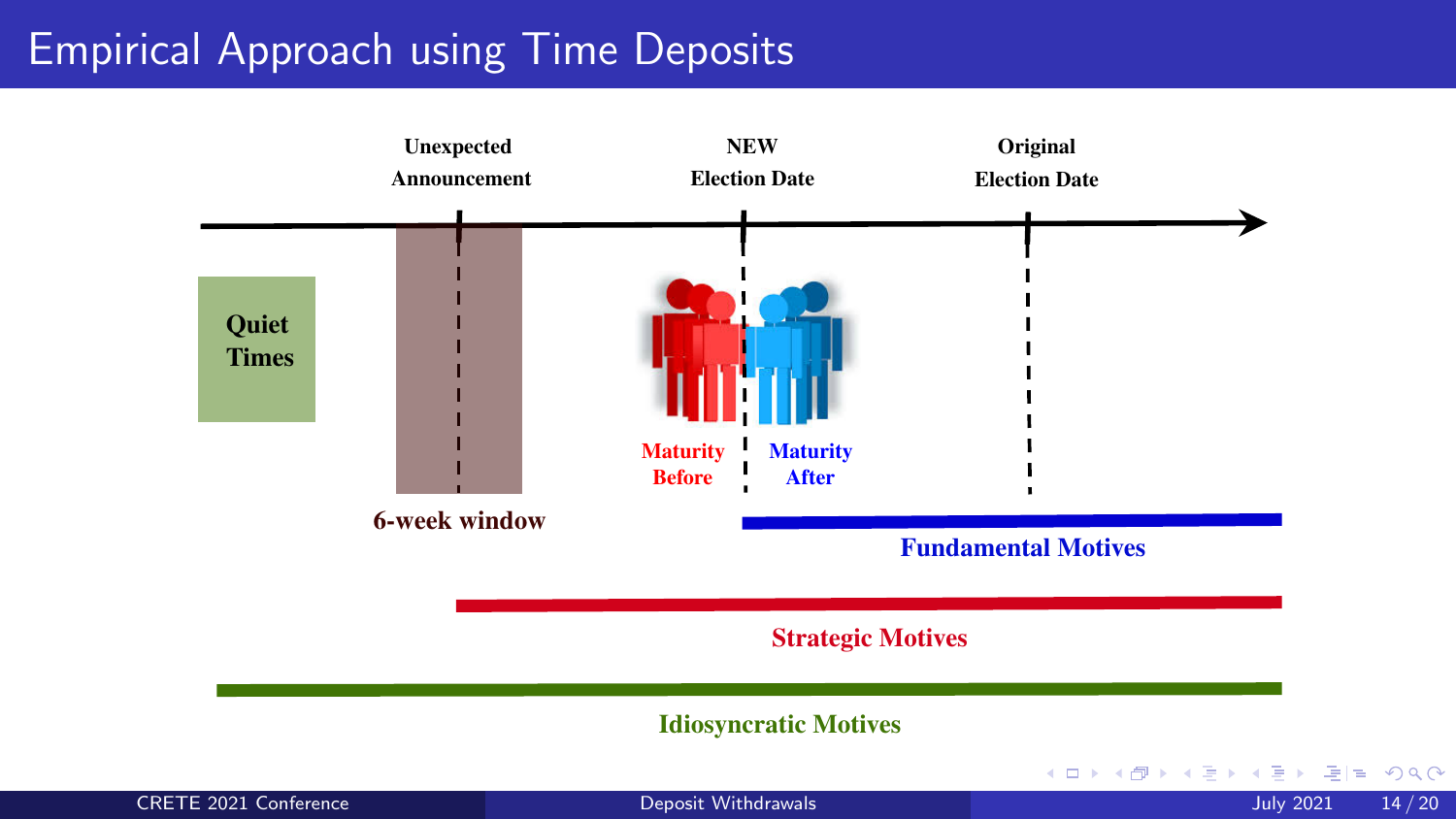# Empirical Approach using Time Deposits

Unexpected Announcement

NEW Election Date

Original Election Date

Quiet Times

Maturity Before

Maturity After

6-week window

Fundamental Motives

Strategic Motives

Idiosyncratic Motives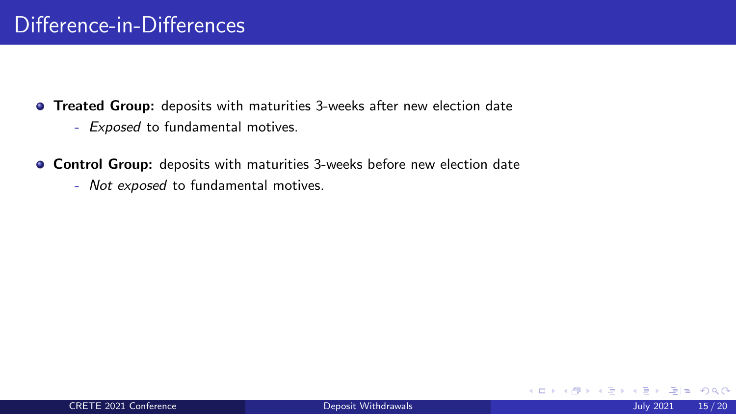# Difference-in-Differences

- **Treated Group:** deposits with maturities 3-weeks after new election date
  - *Exposed* to fundamental motives.
- **Control Group:** deposits with maturities 3-weeks before new election date
  - *Not exposed* to fundamental motives.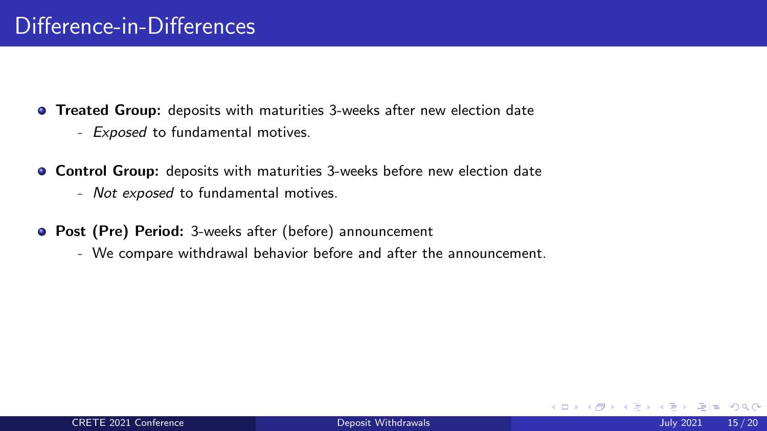# Difference-in-Differences

- **Treated Group:** deposits with maturities 3-weeks after new election date
  - *Exposed* to fundamental motives.
- **Control Group:** deposits with maturities 3-weeks before new election date
  - *Not exposed* to fundamental motives.
- **Post (Pre) Period:** 3-weeks after (before) announcement
  - We compare withdrawal behavior before and after the announcement.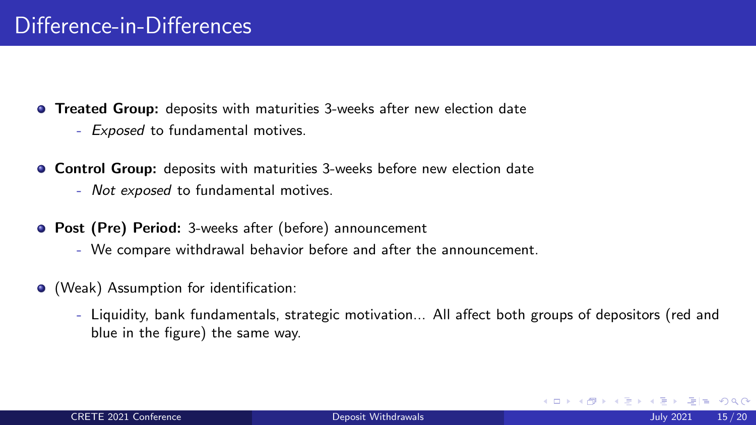# Difference-in-Differences

- **Treated Group:** deposits with maturities 3-weeks after new election date
  - *Exposed* to fundamental motives.
- **Control Group:** deposits with maturities 3-weeks before new election date
  - *Not exposed* to fundamental motives.
- **Post (Pre) Period:** 3-weeks after (before) announcement
  - We compare withdrawal behavior before and after the announcement.
- (Weak) Assumption for identification:
  - Liquidity, bank fundamentals, strategic motivation... All affect both groups of depositors (red and blue in the figure) the same way.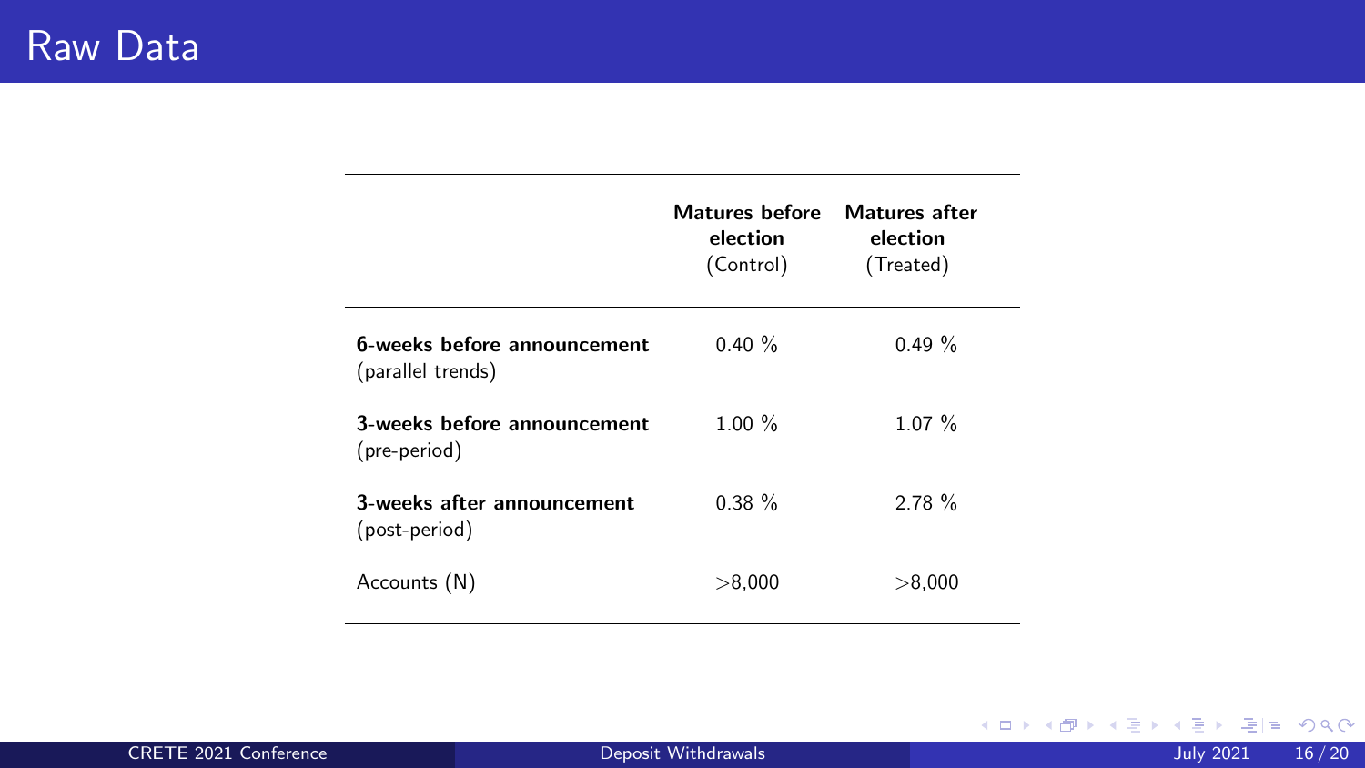# Raw Data

| | **Matures before election** (Control) | **Matures after election** (Treated) |
|---|---|---|
| **6-weeks before announcement** (parallel trends) | 0.40 % | 0.49 % |
| **3-weeks before announcement** (pre-period) | 1.00 % | 1.07 % |
| **3-weeks after announcement** (post-period) | 0.38 % | 2.78 % |
| Accounts (N) | >8,000 | >8,000 |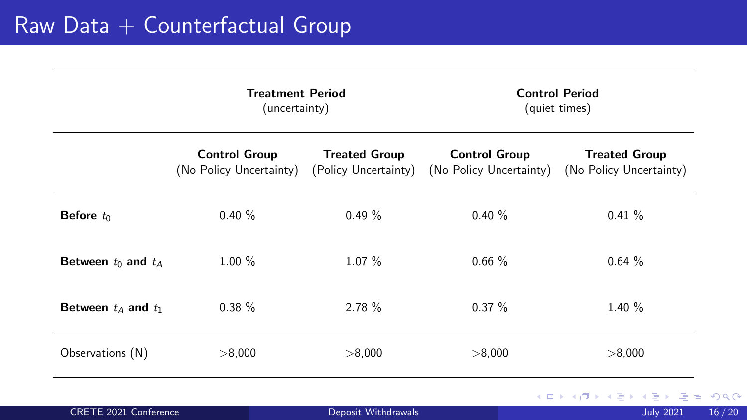# Raw Data + Counterfactual Group

| | Treatment Period (uncertainty) | | Control Period (quiet times) | |
|---|---|---|---|---|
| | **Control Group** (No Policy Uncertainty) | **Treated Group** (Policy Uncertainty) | **Control Group** (No Policy Uncertainty) | **Treated Group** (No Policy Uncertainty) |
| **Before $t_0$** | 0.40 % | 0.49 % | 0.40 % | 0.41 % |
| **Between $t_0$ and $t_A$** | 1.00 % | 1.07 % | 0.66 % | 0.64 % |
| **Between $t_A$ and $t_1$** | 0.38 % | 2.78 % | 0.37 % | 1.40 % |
| Observations (N) | >8,000 | >8,000 | >8,000 | >8,000 |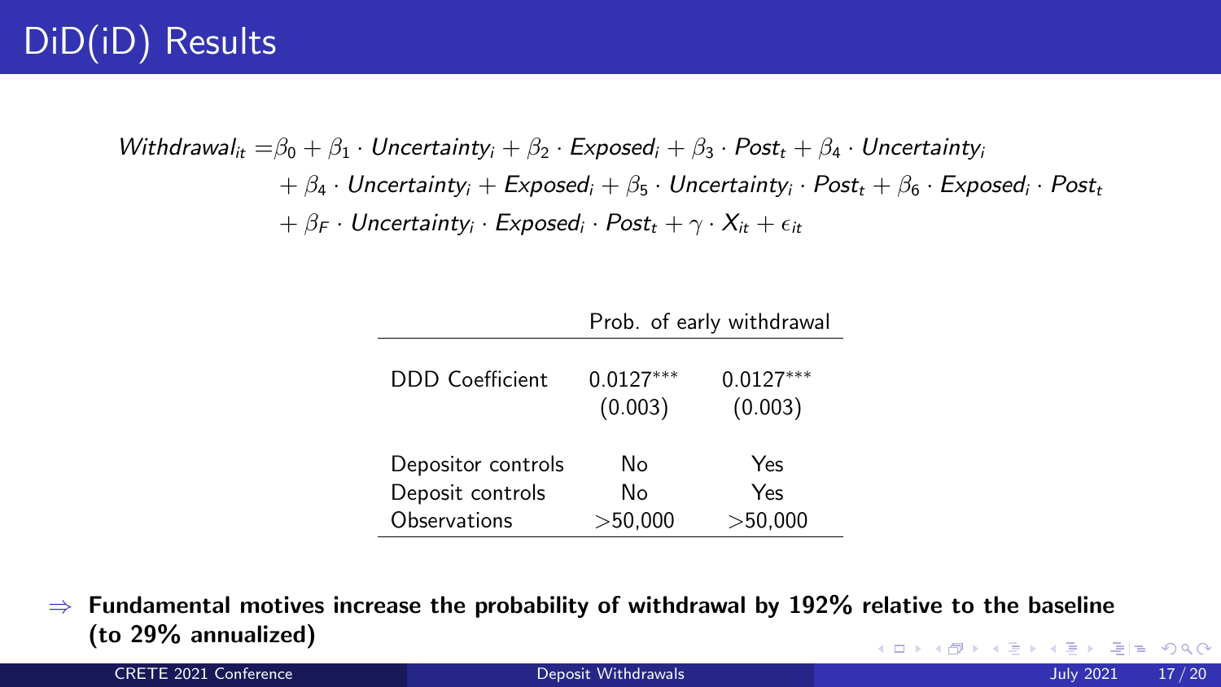# DiD(iD) Results

$$
\begin{aligned}
Withdrawal_{it} = &\beta_0 + \beta_1 \cdot Uncertainty_i + \beta_2 \cdot Exposed_i + \beta_3 \cdot Post_t + \beta_4 \cdot Uncertainty_i \\
&+ \beta_4 \cdot Uncertainty_i + Exposed_i + \beta_5 \cdot Uncertainty_i \cdot Post_t + \beta_6 \cdot Exposed_i \cdot Post_t \\
&+ \beta_F \cdot Uncertainty_i \cdot Exposed_i \cdot Post_t + \gamma \cdot X_{it} + \epsilon_{it}
\end{aligned}
$$

| | Prob. of early withdrawal | |
|---|---|---|
| DDD Coefficient | 0.0127*** | 0.0127*** |
| | (0.003) | (0.003) |
| Depositor controls | No | Yes |
| Deposit controls | No | Yes |
| Observations | >50,000 | >50,000 |

$\Rightarrow$ **Fundamental motives increase the probability of withdrawal by 192% relative to the baseline (to 29% annualized)**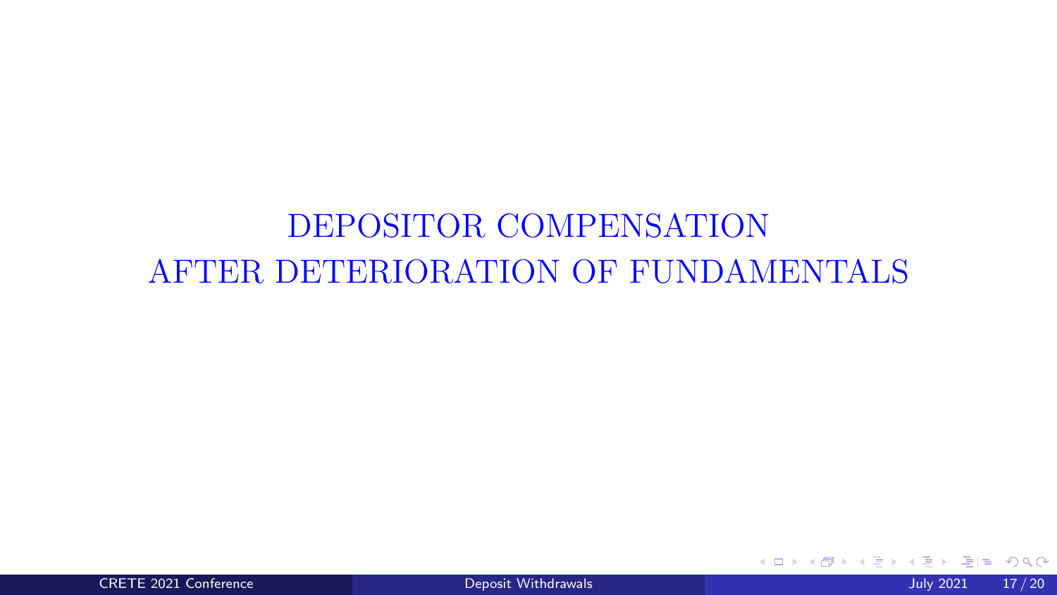# DEPOSITOR COMPENSATION AFTER DETERIORATION OF FUNDAMENTALS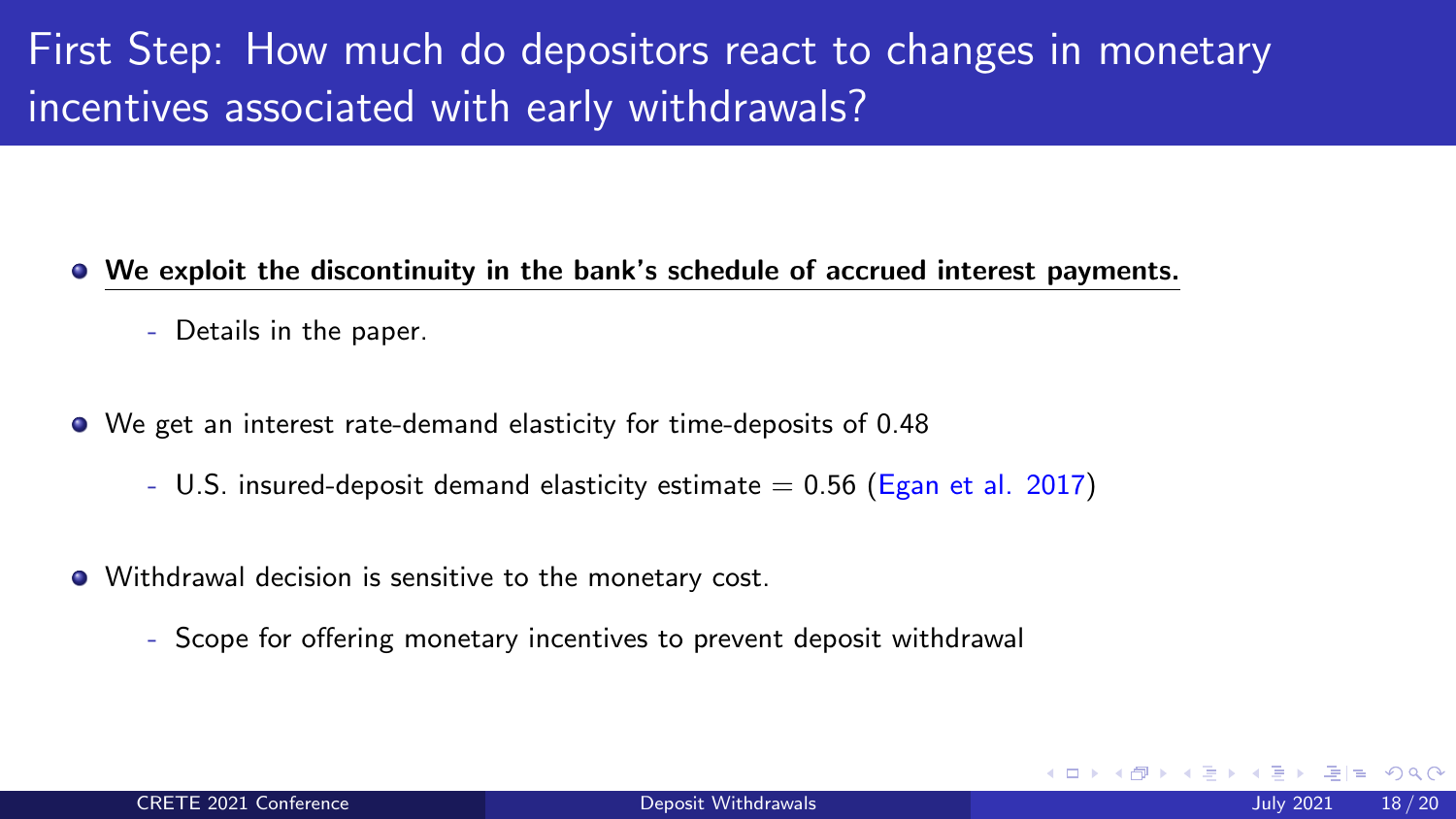# First Step: How much do depositors react to changes in monetary incentives associated with early withdrawals?

- **We exploit the discontinuity in the bank's schedule of accrued interest payments.**
  - Details in the paper.
- We get an interest rate-demand elasticity for time-deposits of 0.48
  - U.S. insured-deposit demand elasticity estimate = 0.56 (Egan et al. 2017)
- Withdrawal decision is sensitive to the monetary cost.
  - Scope for offering monetary incentives to prevent deposit withdrawal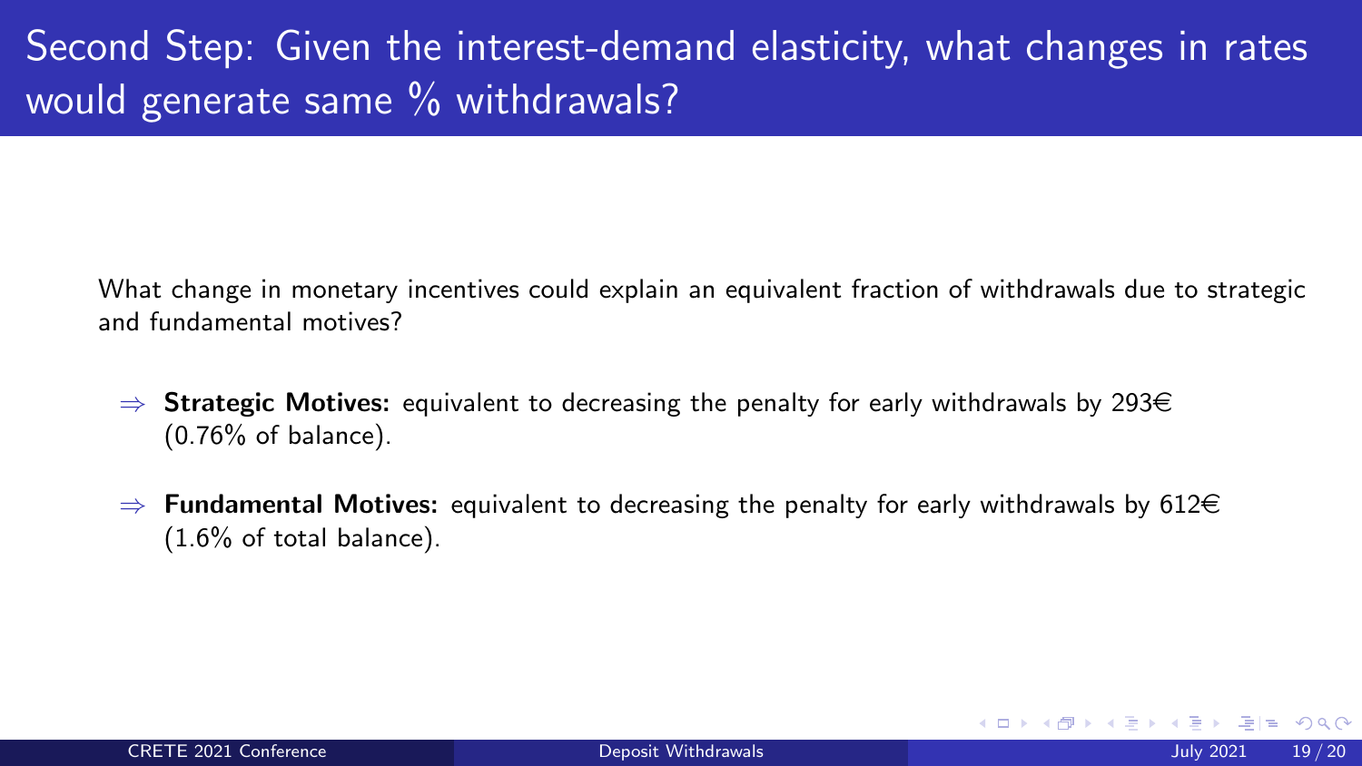# Second Step: Given the interest-demand elasticity, what changes in rates would generate same % withdrawals?

What change in monetary incentives could explain an equivalent fraction of withdrawals due to strategic and fundamental motives?

- $\Rightarrow$ **Strategic Motives:** equivalent to decreasing the penalty for early withdrawals by 293€ (0.76% of balance).
- $\Rightarrow$ **Fundamental Motives:** equivalent to decreasing the penalty for early withdrawals by 612€ (1.6% of total balance).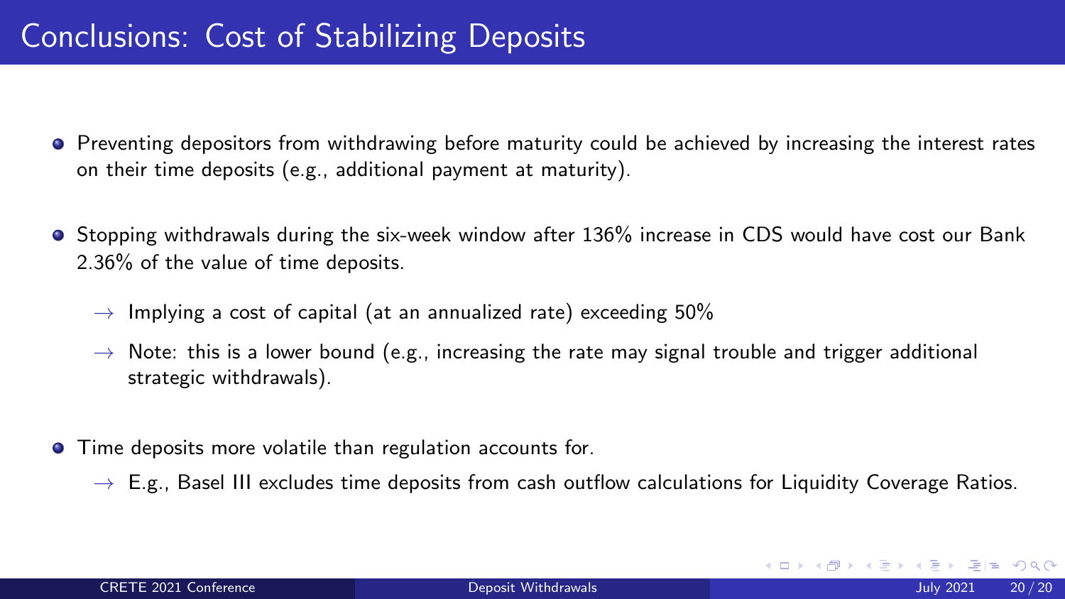# Conclusions: Cost of Stabilizing Deposits

- Preventing depositors from withdrawing before maturity could be achieved by increasing the interest rates on their time deposits (e.g., additional payment at maturity).
- Stopping withdrawals during the six-week window after 136% increase in CDS would have cost our Bank 2.36% of the value of time deposits.
  - → Implying a cost of capital (at an annualized rate) exceeding 50%
  - → Note: this is a lower bound (e.g., increasing the rate may signal trouble and trigger additional strategic withdrawals).
- Time deposits more volatile than regulation accounts for.
  - → E.g., Basel III excludes time deposits from cash outflow calculations for Liquidity Coverage Ratios.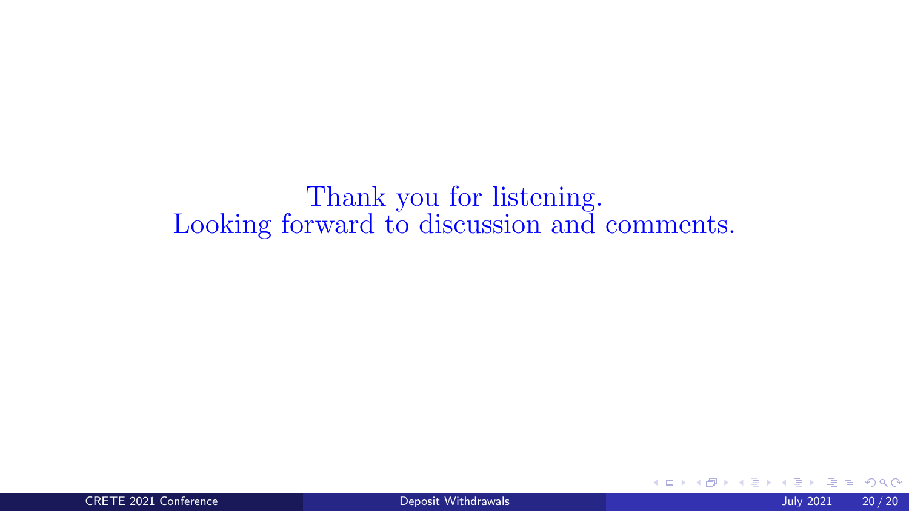Thank you for listening.
Looking forward to discussion and comments.